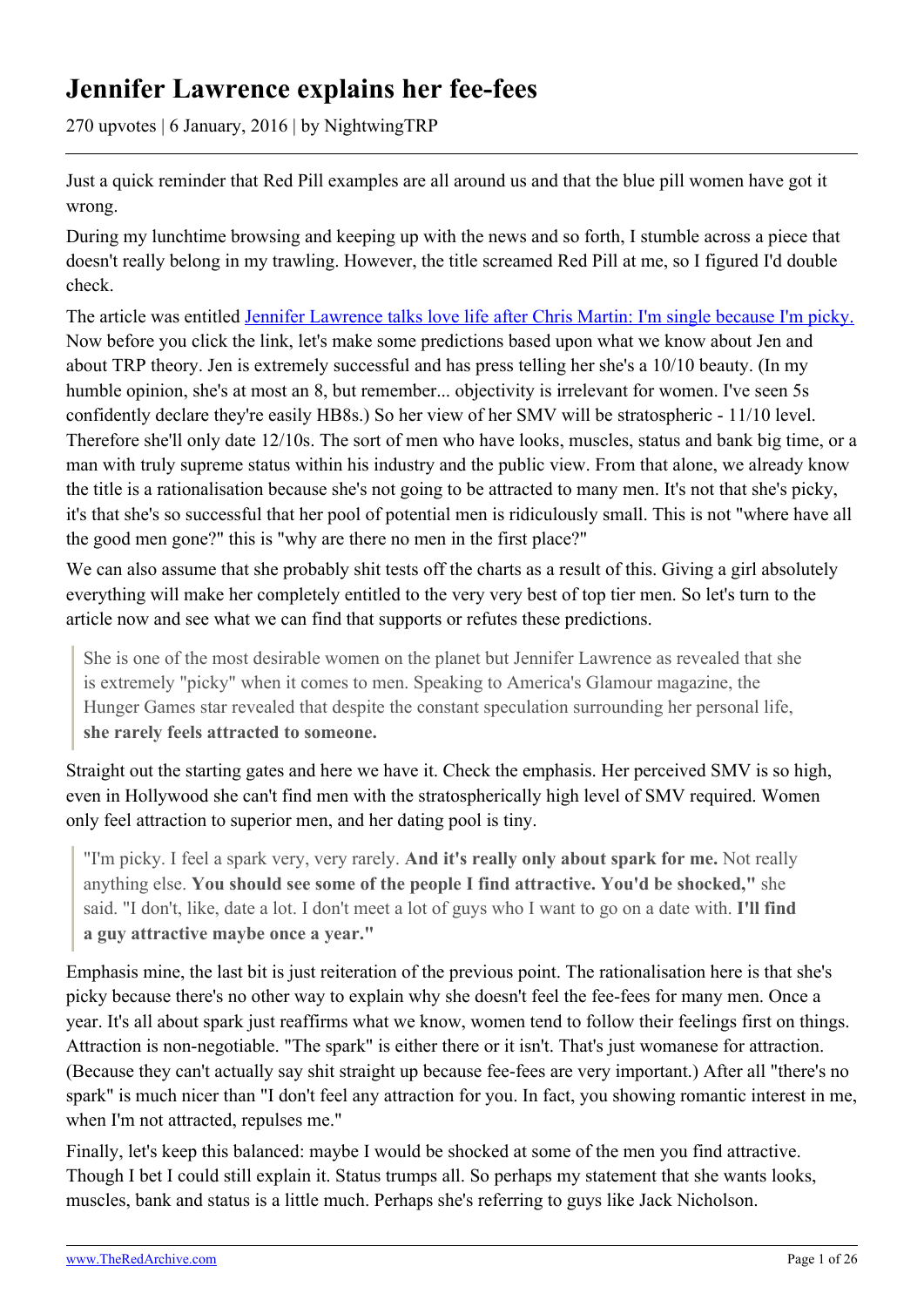# Jennifer Lawrence explains her fee-fees

270 upvotes | 6 January, 2016 | by NightwingTRP

Just a quick reminder that Red Pill examples are all around us and that the blue pill women have got it wrong.

During my lunchtime browsing and keeping up with the news and so forth, I stumble across a piece that doesn't really belong in my trawling. However, the title screamed Red Pill at me, so I figured I'd double check.

The article was entitled [Jennifer Lawrence talks love life after Chris Martin: I'm single because I'm picky.](#) Now before you click the link, let's make some predictions based upon what we know about Jen and about TRP theory. Jen is extremely successful and has press telling her she's a 10/10 beauty. (In my humble opinion, she's at most an 8, but remember... objectivity is irrelevant for women. I've seen 5s confidently declare they're easily HB8s.) So her view of her SMV will be stratospheric - 11/10 level. Therefore she'll only date 12/10s. The sort of men who have looks, muscles, status and bank big time, or a man with truly supreme status within his industry and the public view. From that alone, we already know the title is a rationalisation because she's not going to be attracted to many men. It's not that she's picky, it's that she's so successful that her pool of potential men is ridiculously small. This is not "where have all the good men gone?" this is "why are there no men in the first place?"

We can also assume that she probably shit tests off the charts as a result of this. Giving a girl absolutely everything will make her completely entitled to the very very best of top tier men. So let's turn to the article now and see what we can find that supports or refutes these predictions.

> She is one of the most desirable women on the planet but Jennifer Lawrence as revealed that she is extremely "picky" when it comes to men. Speaking to America's Glamour magazine, the Hunger Games star revealed that despite the constant speculation surrounding her personal life, **she rarely feels attracted to someone.**

Straight out the starting gates and here we have it. Check the emphasis. Her perceived SMV is so high, even in Hollywood she can't find men with the stratospherically high level of SMV required. Women only feel attraction to superior men, and her dating pool is tiny.

> "I'm picky. I feel a spark very, very rarely. **And it's really only about spark for me.** Not really anything else. **You should see some of the people I find attractive. You'd be shocked,"** she said. "I don't, like, date a lot. I don't meet a lot of guys who I want to go on a date with. **I'll find a guy attractive maybe once a year."**

Emphasis mine, the last bit is just reiteration of the previous point. The rationalisation here is that she's picky because there's no other way to explain why she doesn't feel the fee-fees for many men. Once a year. It's all about spark just reaffirms what we know, women tend to follow their feelings first on things. Attraction is non-negotiable. "The spark" is either there or it isn't. That's just womanese for attraction. (Because they can't actually say shit straight up because fee-fees are very important.) After all "there's no spark" is much nicer than "I don't feel any attraction for you. In fact, you showing romantic interest in me, when I'm not attracted, repulses me."

Finally, let's keep this balanced: maybe I would be shocked at some of the men you find attractive. Though I bet I could still explain it. Status trumps all. So perhaps my statement that she wants looks, muscles, bank and status is a little much. Perhaps she's referring to guys like Jack Nicholson.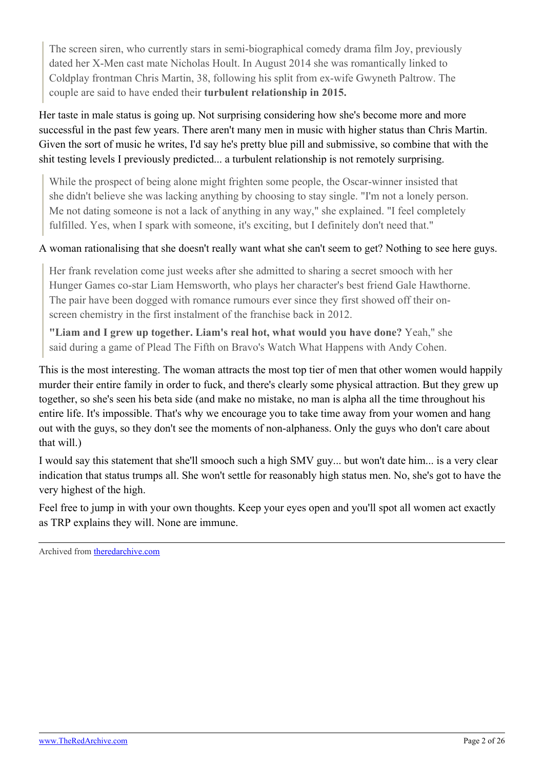> The screen siren, who currently stars in semi-biographical comedy drama film Joy, previously dated her X-Men cast mate Nicholas Hoult. In August 2014 she was romantically linked to Coldplay frontman Chris Martin, 38, following his split from ex-wife Gwyneth Paltrow. The couple are said to have ended their **turbulent relationship in 2015.**

Her taste in male status is going up. Not surprising considering how she's become more and more successful in the past few years. There aren't many men in music with higher status than Chris Martin. Given the sort of music he writes, I'd say he's pretty blue pill and submissive, so combine that with the shit testing levels I previously predicted... a turbulent relationship is not remotely surprising.

> While the prospect of being alone might frighten some people, the Oscar-winner insisted that she didn't believe she was lacking anything by choosing to stay single. "I'm not a lonely person. Me not dating someone is not a lack of anything in any way," she explained. "I feel completely fulfilled. Yes, when I spark with someone, it's exciting, but I definitely don't need that."

A woman rationalising that she doesn't really want what she can't seem to get? Nothing to see here guys.

> Her frank revelation come just weeks after she admitted to sharing a secret smooch with her Hunger Games co-star Liam Hemsworth, who plays her character's best friend Gale Hawthorne. The pair have been dogged with romance rumours ever since they first showed off their on-screen chemistry in the first instalment of the franchise back in 2012.
>
> **"Liam and I grew up together. Liam's real hot, what would you have done?** Yeah," she said during a game of Plead The Fifth on Bravo's Watch What Happens with Andy Cohen.

This is the most interesting. The woman attracts the most top tier of men that other women would happily murder their entire family in order to fuck, and there's clearly some physical attraction. But they grew up together, so she's seen his beta side (and make no mistake, no man is alpha all the time throughout his entire life. It's impossible. That's why we encourage you to take time away from your women and hang out with the guys, so they don't see the moments of non-alphaness. Only the guys who don't care about that will.)

I would say this statement that she'll smooch such a high SMV guy... but won't date him... is a very clear indication that status trumps all. She won't settle for reasonably high status men. No, she's got to have the very highest of the high.

Feel free to jump in with your own thoughts. Keep your eyes open and you'll spot all women act exactly as TRP explains they will. None are immune.

---

Archived from [theredarchive.com](theredarchive.com)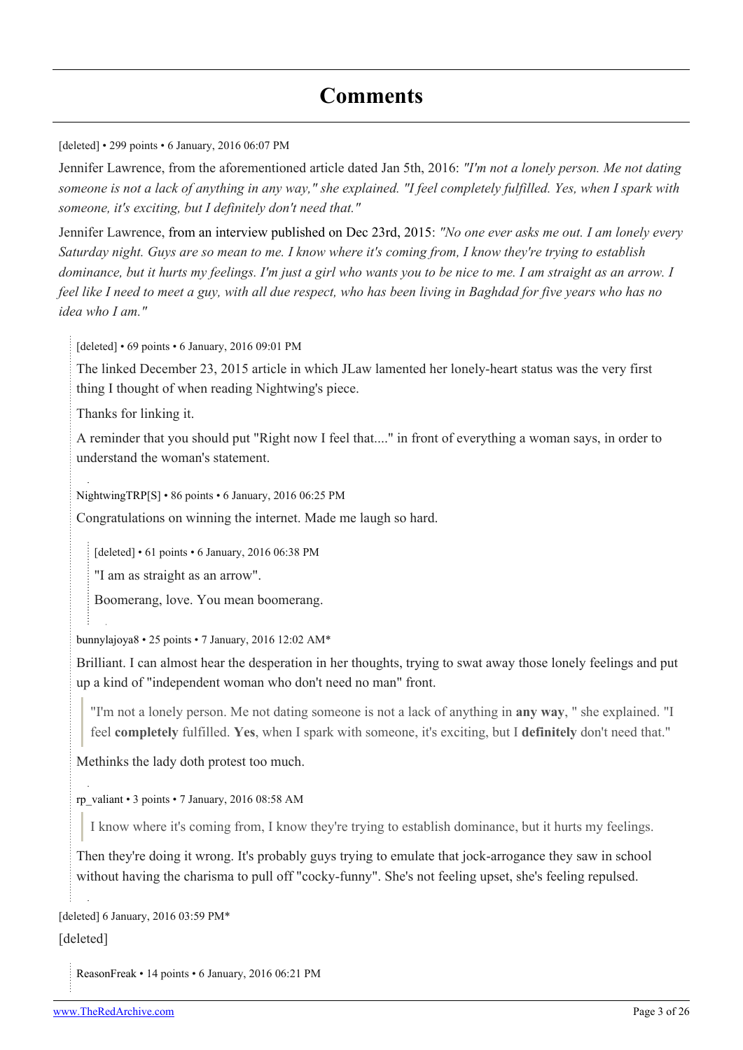# Comments

[deleted] • 299 points • 6 January, 2016 06:07 PM

Jennifer Lawrence, from the aforementioned article dated Jan 5th, 2016: *"I'm not a lonely person. Me not dating someone is not a lack of anything in any way," she explained. "I feel completely fulfilled. Yes, when I spark with someone, it's exciting, but I definitely don't need that."*

Jennifer Lawrence, from an interview published on Dec 23rd, 2015: *"No one ever asks me out. I am lonely every Saturday night. Guys are so mean to me. I know where it's coming from, I know they're trying to establish dominance, but it hurts my feelings. I'm just a girl who wants you to be nice to me. I am straight as an arrow. I feel like I need to meet a guy, with all due respect, who has been living in Baghdad for five years who has no idea who I am."*

> [deleted] • 69 points • 6 January, 2016 09:01 PM
>
> The linked December 23, 2015 article in which JLaw lamented her lonely-heart status was the very first thing I thought of when reading Nightwing's piece.
>
> Thanks for linking it.
>
> A reminder that you should put "Right now I feel that...." in front of everything a woman says, in order to understand the woman's statement.

> NightwingTRP[S] • 86 points • 6 January, 2016 06:25 PM
>
> Congratulations on winning the internet. Made me laugh so hard.
>
> > [deleted] • 61 points • 6 January, 2016 06:38 PM
> >
> > "I am as straight as an arrow".
> >
> > Boomerang, love. You mean boomerang.

> bunnylajoya8 • 25 points • 7 January, 2016 12:02 AM*
>
> Brilliant. I can almost hear the desperation in her thoughts, trying to swat away those lonely feelings and put up a kind of "independent woman who don't need no man" front.
>
> > "I'm not a lonely person. Me not dating someone is not a lack of anything in **any way**, " she explained. "I feel **completely** fulfilled. **Yes**, when I spark with someone, it's exciting, but I **definitely** don't need that."
>
> Methinks the lady doth protest too much.

> rp_valiant • 3 points • 7 January, 2016 08:58 AM
>
> > I know where it's coming from, I know they're trying to establish dominance, but it hurts my feelings.
>
> Then they're doing it wrong. It's probably guys trying to emulate that jock-arrogance they saw in school without having the charisma to pull off "cocky-funny". She's not feeling upset, she's feeling repulsed.

[deleted] 6 January, 2016 03:59 PM*

[deleted]

> ReasonFreak • 14 points • 6 January, 2016 06:21 PM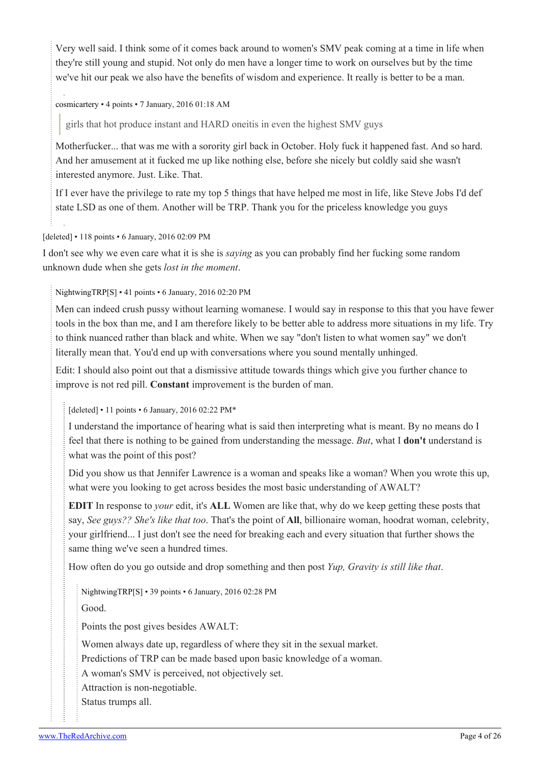Very well said. I think some of it comes back around to women's SMV peak coming at a time in life when they're still young and stupid. Not only do men have a longer time to work on ourselves but by the time we've hit our peak we also have the benefits of wisdom and experience. It really is better to be a man.

cosmicartery • 4 points • 7 January, 2016 01:18 AM

> girls that hot produce instant and HARD oneitis in even the highest SMV guys

Motherfucker... that was me with a sorority girl back in October. Holy fuck it happened fast. And so hard. And her amusement at it fucked me up like nothing else, before she nicely but coldly said she wasn't interested anymore. Just. Like. That.

If I ever have the privilege to rate my top 5 things that have helped me most in life, like Steve Jobs I'd def state LSD as one of them. Another will be TRP. Thank you for the priceless knowledge you guys

[deleted] • 118 points • 6 January, 2016 02:09 PM

I don't see why we even care what it is she is *saying* as you can probably find her fucking some random unknown dude when she gets *lost in the moment*.

NightwingTRP[S] • 41 points • 6 January, 2016 02:20 PM

Men can indeed crush pussy without learning womanese. I would say in response to this that you have fewer tools in the box than me, and I am therefore likely to be better able to address more situations in my life. Try to think nuanced rather than black and white. When we say "don't listen to what women say" we don't literally mean that. You'd end up with conversations where you sound mentally unhinged.

Edit: I should also point out that a dismissive attitude towards things which give you further chance to improve is not red pill. **Constant** improvement is the burden of man.

[deleted] • 11 points • 6 January, 2016 02:22 PM*

I understand the importance of hearing what is said then interpreting what is meant. By no means do I feel that there is nothing to be gained from understanding the message. *But*, what I **don't** understand is what was the point of this post?

Did you show us that Jennifer Lawrence is a woman and speaks like a woman? When you wrote this up, what were you looking to get across besides the most basic understanding of AWALT?

**EDIT** In response to *your* edit, it's **ALL** Women are like that, why do we keep getting these posts that say, *See guys?? She's like that too*. That's the point of **All**, billionaire woman, hoodrat woman, celebrity, your girlfriend... I just don't see the need for breaking each and every situation that further shows the same thing we've seen a hundred times.

How often do you go outside and drop something and then post *Yup, Gravity is still like that*.

NightwingTRP[S] • 39 points • 6 January, 2016 02:28 PM

Good.

Points the post gives besides AWALT:

Women always date up, regardless of where they sit in the sexual market.  
Predictions of TRP can be made based upon basic knowledge of a woman.  
A woman's SMV is perceived, not objectively set.  
Attraction is non-negotiable.  
Status trumps all.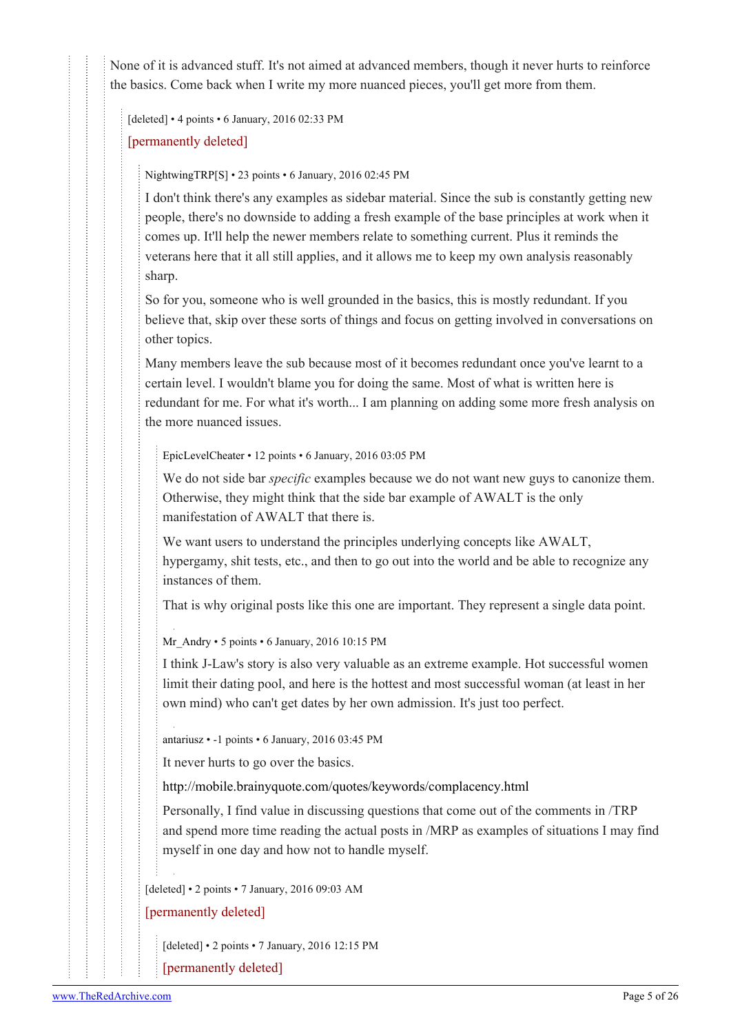None of it is advanced stuff. It's not aimed at advanced members, though it never hurts to reinforce the basics. Come back when I write my more nuanced pieces, you'll get more from them.

[deleted] • 4 points • 6 January, 2016 02:33 PM

[permanently deleted]

NightwingTRP[S] • 23 points • 6 January, 2016 02:45 PM

I don't think there's any examples as sidebar material. Since the sub is constantly getting new people, there's no downside to adding a fresh example of the base principles at work when it comes up. It'll help the newer members relate to something current. Plus it reminds the veterans here that it all still applies, and it allows me to keep my own analysis reasonably sharp.

So for you, someone who is well grounded in the basics, this is mostly redundant. If you believe that, skip over these sorts of things and focus on getting involved in conversations on other topics.

Many members leave the sub because most of it becomes redundant once you've learnt to a certain level. I wouldn't blame you for doing the same. Most of what is written here is redundant for me. For what it's worth... I am planning on adding some more fresh analysis on the more nuanced issues.

EpicLevelCheater • 12 points • 6 January, 2016 03:05 PM

We do not side bar *specific* examples because we do not want new guys to canonize them. Otherwise, they might think that the side bar example of AWALT is the only manifestation of AWALT that there is.

We want users to understand the principles underlying concepts like AWALT, hypergamy, shit tests, etc., and then to go out into the world and be able to recognize any instances of them.

That is why original posts like this one are important. They represent a single data point.

Mr_Andry • 5 points • 6 January, 2016 10:15 PM

I think J-Law's story is also very valuable as an extreme example. Hot successful women limit their dating pool, and here is the hottest and most successful woman (at least in her own mind) who can't get dates by her own admission. It's just too perfect.

antariusz • -1 points • 6 January, 2016 03:45 PM

It never hurts to go over the basics.

http://mobile.brainyquote.com/quotes/keywords/complacency.html

Personally, I find value in discussing questions that come out of the comments in /TRP and spend more time reading the actual posts in /MRP as examples of situations I may find myself in one day and how not to handle myself.

[deleted] • 2 points • 7 January, 2016 09:03 AM

[permanently deleted]

[deleted] • 2 points • 7 January, 2016 12:15 PM

[permanently deleted]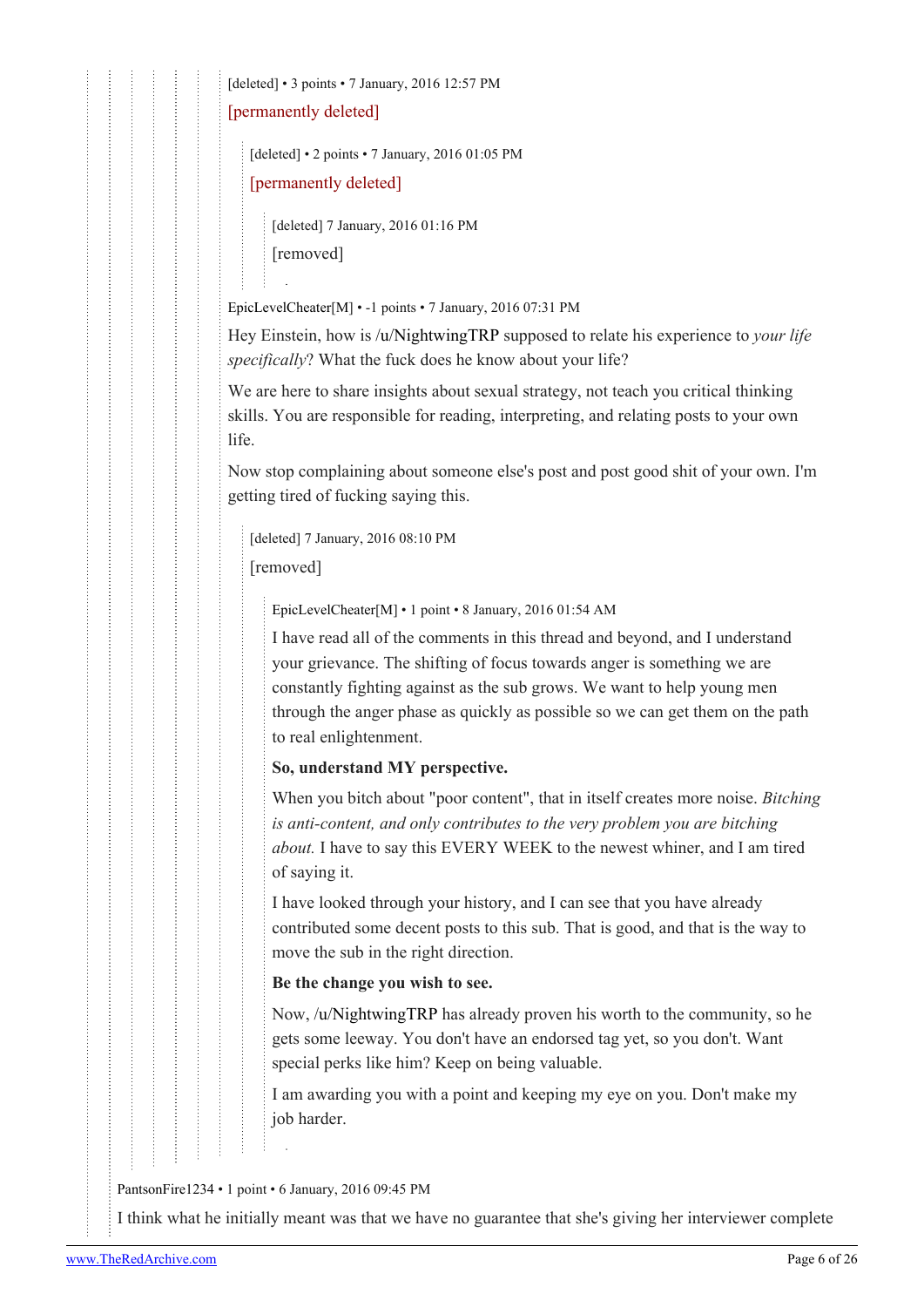[deleted] • 3 points • 7 January, 2016 12:57 PM

[permanently deleted]

[deleted] • 2 points • 7 January, 2016 01:05 PM

[permanently deleted]

[deleted] 7 January, 2016 01:16 PM

[removed]

EpicLevelCheater[M] • -1 points • 7 January, 2016 07:31 PM

Hey Einstein, how is /u/NightwingTRP supposed to relate his experience to *your life specifically*? What the fuck does he know about your life?

We are here to share insights about sexual strategy, not teach you critical thinking skills. You are responsible for reading, interpreting, and relating posts to your own life.

Now stop complaining about someone else's post and post good shit of your own. I'm getting tired of fucking saying this.

[deleted] 7 January, 2016 08:10 PM

[removed]

EpicLevelCheater[M] • 1 point • 8 January, 2016 01:54 AM

I have read all of the comments in this thread and beyond, and I understand your grievance. The shifting of focus towards anger is something we are constantly fighting against as the sub grows. We want to help young men through the anger phase as quickly as possible so we can get them on the path to real enlightenment.

**So, understand MY perspective.**

When you bitch about "poor content", that in itself creates more noise. *Bitching is anti-content, and only contributes to the very problem you are bitching about.* I have to say this EVERY WEEK to the newest whiner, and I am tired of saying it.

I have looked through your history, and I can see that you have already contributed some decent posts to this sub. That is good, and that is the way to move the sub in the right direction.

**Be the change you wish to see.**

Now, /u/NightwingTRP has already proven his worth to the community, so he gets some leeway. You don't have an endorsed tag yet, so you don't. Want special perks like him? Keep on being valuable.

I am awarding you with a point and keeping my eye on you. Don't make my job harder.

PantsonFire1234 • 1 point • 6 January, 2016 09:45 PM

I think what he initially meant was that we have no guarantee that she's giving her interviewer complete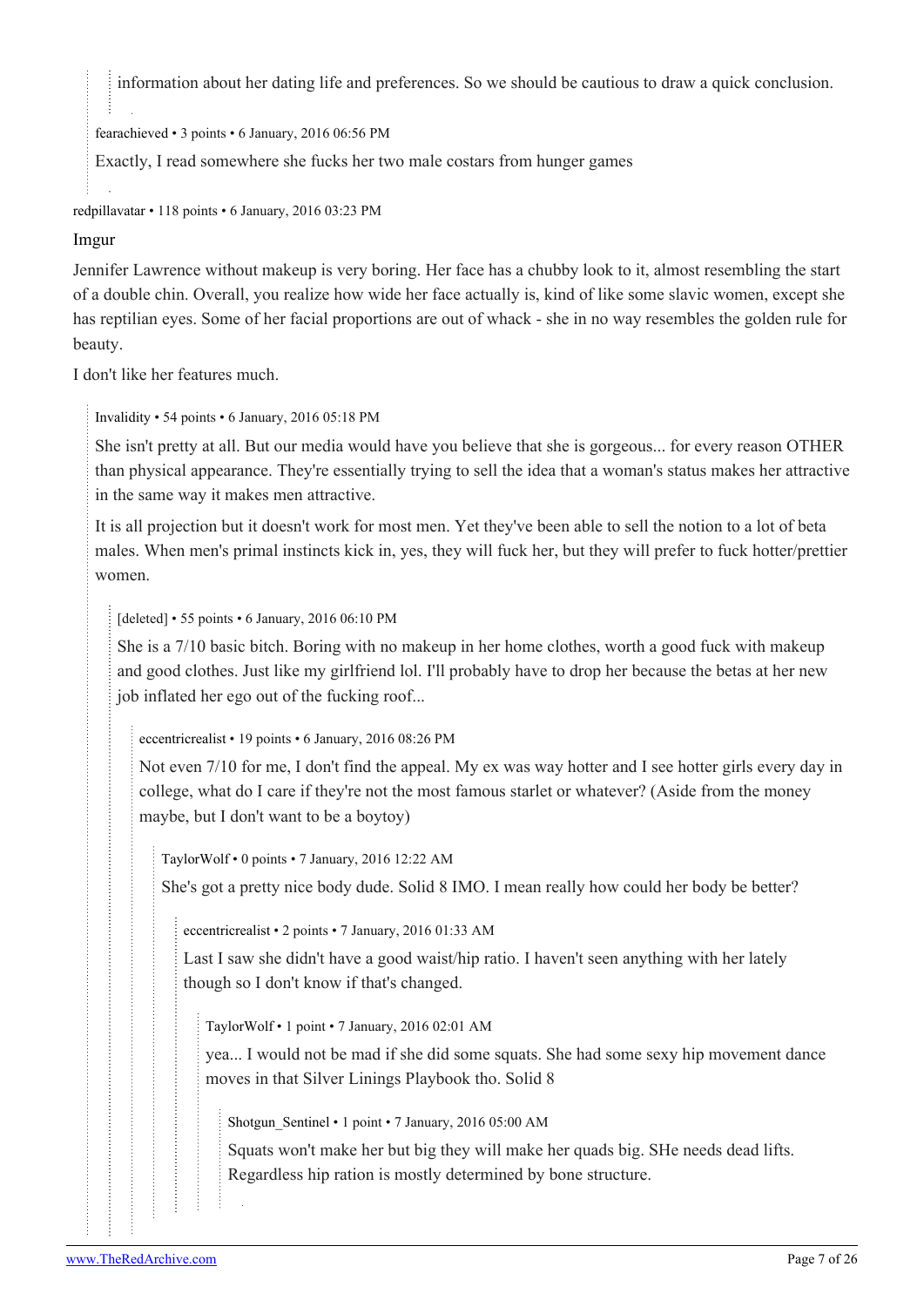information about her dating life and preferences. So we should be cautious to draw a quick conclusion.

fearachieved • 3 points • 6 January, 2016 06:56 PM

Exactly, I read somewhere she fucks her two male costars from hunger games

redpillavatar • 118 points • 6 January, 2016 03:23 PM

Imgur

Jennifer Lawrence without makeup is very boring. Her face has a chubby look to it, almost resembling the start of a double chin. Overall, you realize how wide her face actually is, kind of like some slavic women, except she has reptilian eyes. Some of her facial proportions are out of whack - she in no way resembles the golden rule for beauty.

I don't like her features much.

> Invalidity • 54 points • 6 January, 2016 05:18 PM
>
> She isn't pretty at all. But our media would have you believe that she is gorgeous... for every reason OTHER than physical appearance. They're essentially trying to sell the idea that a woman's status makes her attractive in the same way it makes men attractive.
>
> It is all projection but it doesn't work for most men. Yet they've been able to sell the notion to a lot of beta males. When men's primal instincts kick in, yes, they will fuck her, but they will prefer to fuck hotter/prettier women.
>
> > [deleted] • 55 points • 6 January, 2016 06:10 PM
> >
> > She is a 7/10 basic bitch. Boring with no makeup in her home clothes, worth a good fuck with makeup and good clothes. Just like my girlfriend lol. I'll probably have to drop her because the betas at her new job inflated her ego out of the fucking roof...
> >
> > > eccentricrealist • 19 points • 6 January, 2016 08:26 PM
> > >
> > > Not even 7/10 for me, I don't find the appeal. My ex was way hotter and I see hotter girls every day in college, what do I care if they're not the most famous starlet or whatever? (Aside from the money maybe, but I don't want to be a boytoy)
> > >
> > > > TaylorWolf • 0 points • 7 January, 2016 12:22 AM
> > > >
> > > > She's got a pretty nice body dude. Solid 8 IMO. I mean really how could her body be better?
> > > >
> > > > > eccentricrealist • 2 points • 7 January, 2016 01:33 AM
> > > > >
> > > > > Last I saw she didn't have a good waist/hip ratio. I haven't seen anything with her lately though so I don't know if that's changed.
> > > > >
> > > > > > TaylorWolf • 1 point • 7 January, 2016 02:01 AM
> > > > > >
> > > > > > yea... I would not be mad if she did some squats. She had some sexy hip movement dance moves in that Silver Linings Playbook tho. Solid 8
> > > > > >
> > > > > > > Shotgun_Sentinel • 1 point • 7 January, 2016 05:00 AM
> > > > > > >
> > > > > > > Squats won't make her but big they will make her quads big. SHe needs dead lifts. Regardless hip ration is mostly determined by bone structure.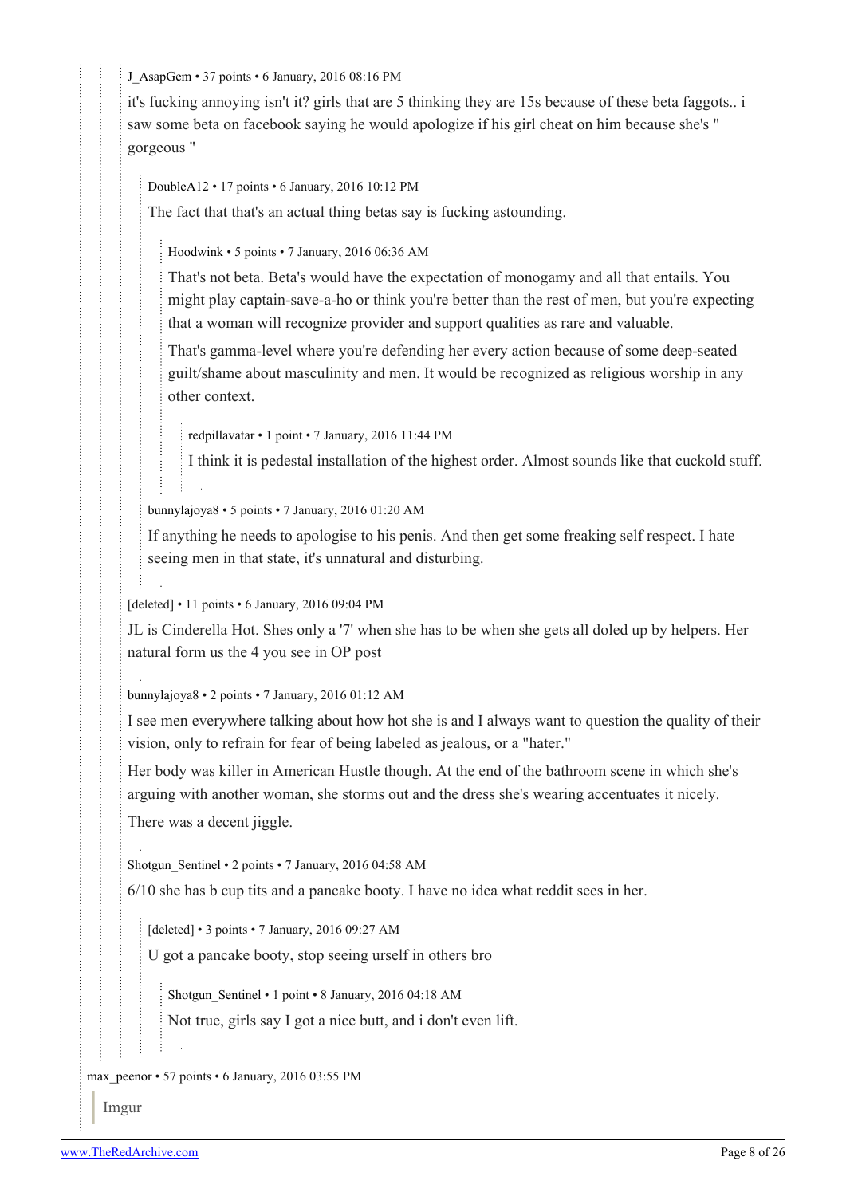J_AsapGem • 37 points • 6 January, 2016 08:16 PM

it's fucking annoying isn't it? girls that are 5 thinking they are 15s because of these beta faggots.. i saw some beta on facebook saying he would apologize if his girl cheat on him because she's " gorgeous "

> DoubleA12 • 17 points • 6 January, 2016 10:12 PM
>
> The fact that that's an actual thing betas say is fucking astounding.
>
> > Hoodwink • 5 points • 7 January, 2016 06:36 AM
> >
> > That's not beta. Beta's would have the expectation of monogamy and all that entails. You might play captain-save-a-ho or think you're better than the rest of men, but you're expecting that a woman will recognize provider and support qualities as rare and valuable.
> >
> > That's gamma-level where you're defending her every action because of some deep-seated guilt/shame about masculinity and men. It would be recognized as religious worship in any other context.
> >
> > > redpillavatar • 1 point • 7 January, 2016 11:44 PM
> > >
> > > I think it is pedestal installation of the highest order. Almost sounds like that cuckold stuff.
>
> bunnylajoya8 • 5 points • 7 January, 2016 01:20 AM
>
> If anything he needs to apologise to his penis. And then get some freaking self respect. I hate seeing men in that state, it's unnatural and disturbing.

[deleted] • 11 points • 6 January, 2016 09:04 PM

JL is Cinderella Hot. Shes only a '7' when she has to be when she gets all doled up by helpers. Her natural form us the 4 you see in OP post

bunnylajoya8 • 2 points • 7 January, 2016 01:12 AM

I see men everywhere talking about how hot she is and I always want to question the quality of their vision, only to refrain for fear of being labeled as jealous, or a "hater."

Her body was killer in American Hustle though. At the end of the bathroom scene in which she's arguing with another woman, she storms out and the dress she's wearing accentuates it nicely.

There was a decent jiggle.

Shotgun_Sentinel • 2 points • 7 January, 2016 04:58 AM

6/10 she has b cup tits and a pancake booty. I have no idea what reddit sees in her.

> [deleted] • 3 points • 7 January, 2016 09:27 AM
>
> U got a pancake booty, stop seeing urself in others bro
>
> > Shotgun_Sentinel • 1 point • 8 January, 2016 04:18 AM
> >
> > Not true, girls say I got a nice butt, and i don't even lift.

max_peenor • 57 points • 6 January, 2016 03:55 PM

> Imgur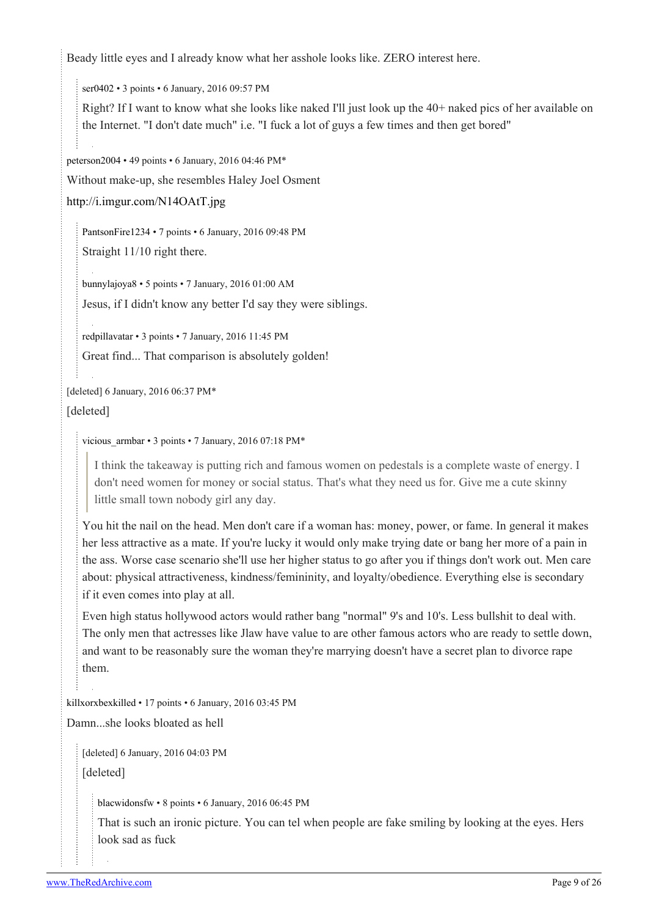Beady little eyes and I already know what her asshole looks like. ZERO interest here.

> ser0402 • 3 points • 6 January, 2016 09:57 PM
>
> Right? If I want to know what she looks like naked I'll just look up the 40+ naked pics of her available on the Internet. "I don't date much" i.e. "I fuck a lot of guys a few times and then get bored"

peterson2004 • 49 points • 6 January, 2016 04:46 PM*

Without make-up, she resembles Haley Joel Osment

http://i.imgur.com/N14OAtT.jpg

> PantsonFire1234 • 7 points • 6 January, 2016 09:48 PM
>
> Straight 11/10 right there.

> bunnylajoya8 • 5 points • 7 January, 2016 01:00 AM
>
> Jesus, if I didn't know any better I'd say they were siblings.

> redpillavatar • 3 points • 7 January, 2016 11:45 PM
>
> Great find... That comparison is absolutely golden!

[deleted] 6 January, 2016 06:37 PM*

[deleted]

> vicious_armbar • 3 points • 7 January, 2016 07:18 PM*
>
> > I think the takeaway is putting rich and famous women on pedestals is a complete waste of energy. I don't need women for money or social status. That's what they need us for. Give me a cute skinny little small town nobody girl any day.
>
> You hit the nail on the head. Men don't care if a woman has: money, power, or fame. In general it makes her less attractive as a mate. If you're lucky it would only make trying date or bang her more of a pain in the ass. Worse case scenario she'll use her higher status to go after you if things don't work out. Men care about: physical attractiveness, kindness/femininity, and loyalty/obedience. Everything else is secondary if it even comes into play at all.
>
> Even high status hollywood actors would rather bang "normal" 9's and 10's. Less bullshit to deal with. The only men that actresses like Jlaw have value to are other famous actors who are ready to settle down, and want to be reasonably sure the woman they're marrying doesn't have a secret plan to divorce rape them.

killxorxbexkilled • 17 points • 6 January, 2016 03:45 PM

Damn...she looks bloated as hell

> [deleted] 6 January, 2016 04:03 PM
>
> [deleted]
>
> > blacwidonsfw • 8 points • 6 January, 2016 06:45 PM
> >
> > That is such an ironic picture. You can tel when people are fake smiling by looking at the eyes. Hers look sad as fuck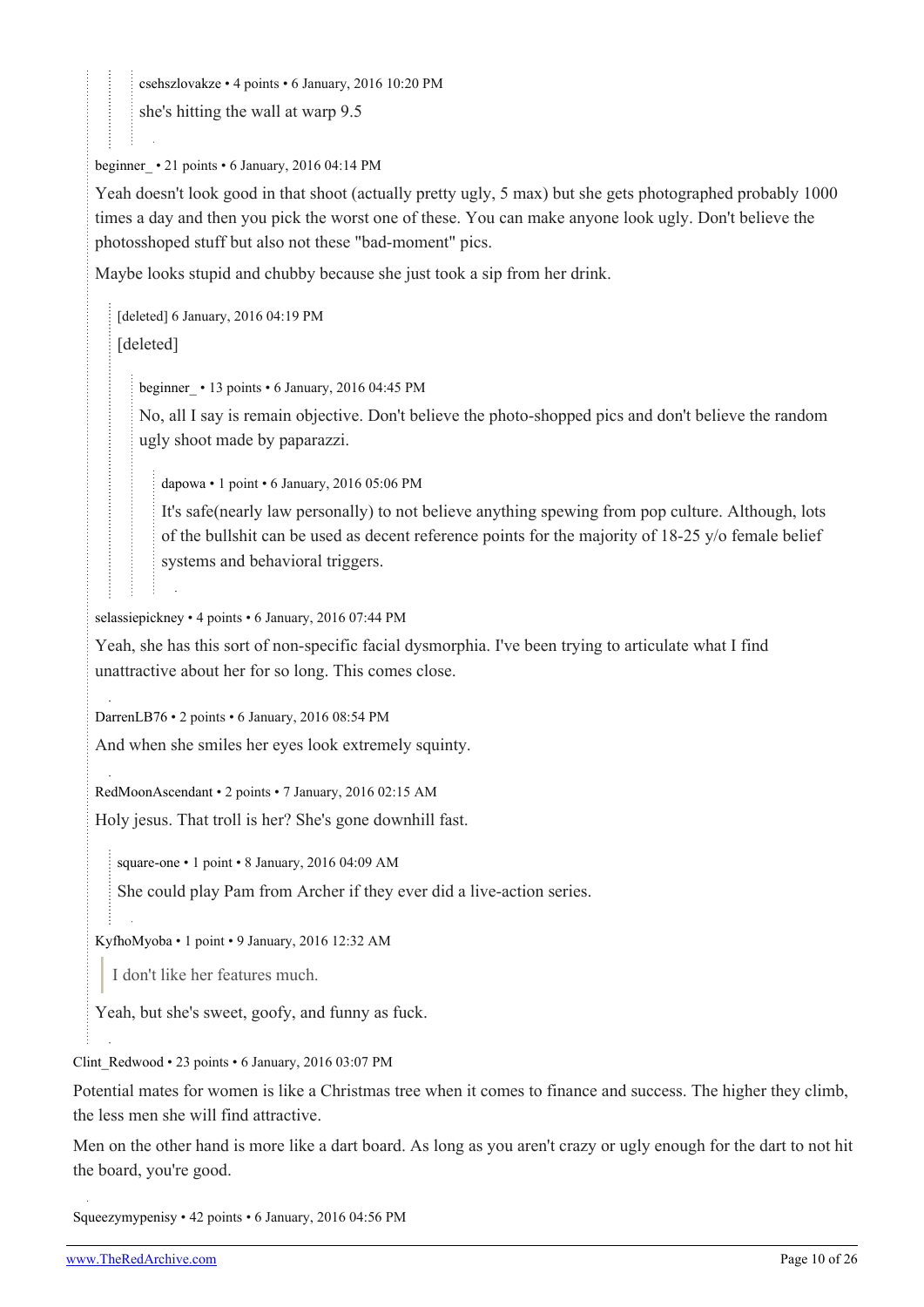csehszlovakze • 4 points • 6 January, 2016 10:20 PM

she's hitting the wall at warp 9.5

beginner_ • 21 points • 6 January, 2016 04:14 PM

Yeah doesn't look good in that shoot (actually pretty ugly, 5 max) but she gets photographed probably 1000 times a day and then you pick the worst one of these. You can make anyone look ugly. Don't believe the photosshoped stuff but also not these "bad-moment" pics.

Maybe looks stupid and chubby because she just took a sip from her drink.

[deleted] 6 January, 2016 04:19 PM

[deleted]

beginner_ • 13 points • 6 January, 2016 04:45 PM

No, all I say is remain objective. Don't believe the photo-shopped pics and don't believe the random ugly shoot made by paparazzi.

dapowa • 1 point • 6 January, 2016 05:06 PM

It's safe(nearly law personally) to not believe anything spewing from pop culture. Although, lots of the bullshit can be used as decent reference points for the majority of 18-25 y/o female belief systems and behavioral triggers.

selassiepickney • 4 points • 6 January, 2016 07:44 PM

Yeah, she has this sort of non-specific facial dysmorphia. I've been trying to articulate what I find unattractive about her for so long. This comes close.

DarrenLB76 • 2 points • 6 January, 2016 08:54 PM

And when she smiles her eyes look extremely squinty.

RedMoonAscendant • 2 points • 7 January, 2016 02:15 AM

Holy jesus. That troll is her? She's gone downhill fast.

square-one • 1 point • 8 January, 2016 04:09 AM

She could play Pam from Archer if they ever did a live-action series.

KyfhoMyoba • 1 point • 9 January, 2016 12:32 AM

> I don't like her features much.

Yeah, but she's sweet, goofy, and funny as fuck.

Clint_Redwood • 23 points • 6 January, 2016 03:07 PM

Potential mates for women is like a Christmas tree when it comes to finance and success. The higher they climb, the less men she will find attractive.

Men on the other hand is more like a dart board. As long as you aren't crazy or ugly enough for the dart to not hit the board, you're good.

Squeezymypenisy • 42 points • 6 January, 2016 04:56 PM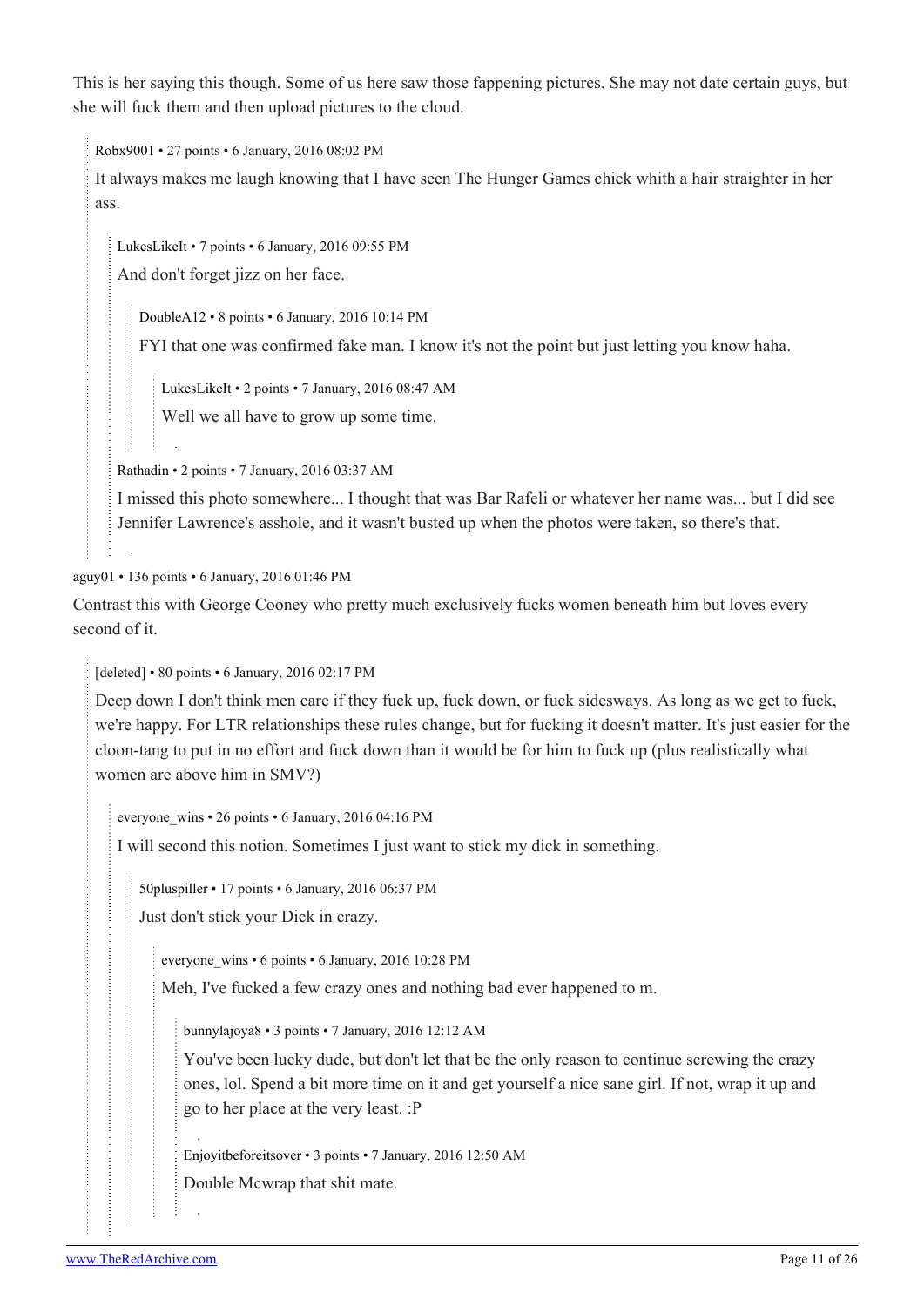This is her saying this though. Some of us here saw those fappening pictures. She may not date certain guys, but she will fuck them and then upload pictures to the cloud.

> Robx9001 • 27 points • 6 January, 2016 08:02 PM
>
> It always makes me laugh knowing that I have seen The Hunger Games chick whith a hair straighter in her ass.
>
> > LukesLikeIt • 7 points • 6 January, 2016 09:55 PM
> >
> > And don't forget jizz on her face.
> >
> > > DoubleA12 • 8 points • 6 January, 2016 10:14 PM
> > >
> > > FYI that one was confirmed fake man. I know it's not the point but just letting you know haha.
> > >
> > > > LukesLikeIt • 2 points • 7 January, 2016 08:47 AM
> > > >
> > > > Well we all have to grow up some time.
> >
> > Rathadin • 2 points • 7 January, 2016 03:37 AM
> >
> > I missed this photo somewhere... I thought that was Bar Rafeli or whatever her name was... but I did see Jennifer Lawrence's asshole, and it wasn't busted up when the photos were taken, so there's that.

aguy01 • 136 points • 6 January, 2016 01:46 PM

Contrast this with George Cooney who pretty much exclusively fucks women beneath him but loves every second of it.

> [deleted] • 80 points • 6 January, 2016 02:17 PM
>
> Deep down I don't think men care if they fuck up, fuck down, or fuck sideways. As long as we get to fuck, we're happy. For LTR relationships these rules change, but for fucking it doesn't matter. It's just easier for the cloon-tang to put in no effort and fuck down than it would be for him to fuck up (plus realistically what women are above him in SMV?)
>
> > everyone_wins • 26 points • 6 January, 2016 04:16 PM
> >
> > I will second this notion. Sometimes I just want to stick my dick in something.
> >
> > > 50pluspiller • 17 points • 6 January, 2016 06:37 PM
> > >
> > > Just don't stick your Dick in crazy.
> > >
> > > > everyone_wins • 6 points • 6 January, 2016 10:28 PM
> > > >
> > > > Meh, I've fucked a few crazy ones and nothing bad ever happened to m.
> > > >
> > > > > bunnylajoya8 • 3 points • 7 January, 2016 12:12 AM
> > > > >
> > > > > You've been lucky dude, but don't let that be the only reason to continue screwing the crazy ones, lol. Spend a bit more time on it and get yourself a nice sane girl. If not, wrap it up and go to her place at the very least. :P
> > > > >
> > > > > Enjoyitbeforeitsover • 3 points • 7 January, 2016 12:50 AM
> > > > >
> > > > > Double Mcwrap that shit mate.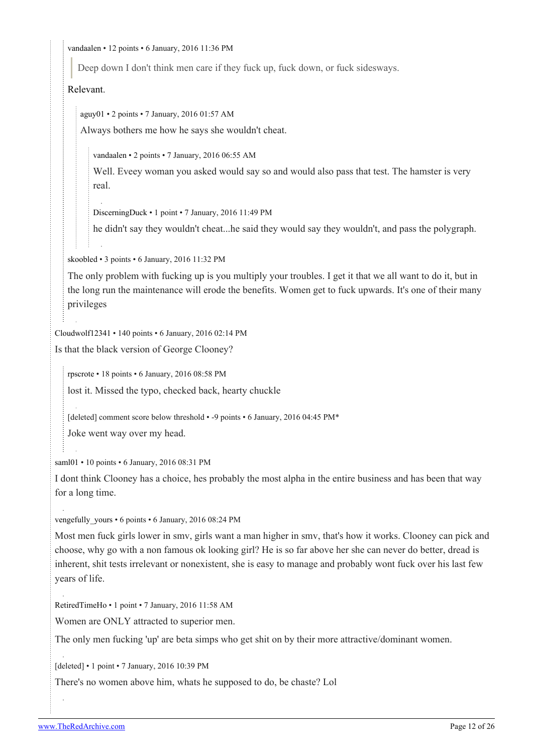vandaalen • 12 points • 6 January, 2016 11:36 PM

> Deep down I don't think men care if they fuck up, fuck down, or fuck sidesways.

Relevant.

aguy01 • 2 points • 7 January, 2016 01:57 AM

Always bothers me how he says she wouldn't cheat.

vandaalen • 2 points • 7 January, 2016 06:55 AM

Well. Eveey woman you asked would say so and would also pass that test. The hamster is very real.

DiscerningDuck • 1 point • 7 January, 2016 11:49 PM

he didn't say they wouldn't cheat...he said they would say they wouldn't, and pass the polygraph.

skoobled • 3 points • 6 January, 2016 11:32 PM

The only problem with fucking up is you multiply your troubles. I get it that we all want to do it, but in the long run the maintenance will erode the benefits. Women get to fuck upwards. It's one of their many privileges

Cloudwolf12341 • 140 points • 6 January, 2016 02:14 PM

Is that the black version of George Clooney?

rpscrote • 18 points • 6 January, 2016 08:58 PM

lost it. Missed the typo, checked back, hearty chuckle

[deleted] comment score below threshold • -9 points • 6 January, 2016 04:45 PM*

Joke went way over my head.

saml01 • 10 points • 6 January, 2016 08:31 PM

I dont think Clooney has a choice, hes probably the most alpha in the entire business and has been that way for a long time.

vengefully_yours • 6 points • 6 January, 2016 08:24 PM

Most men fuck girls lower in smv, girls want a man higher in smv, that's how it works. Clooney can pick and choose, why go with a non famous ok looking girl? He is so far above her she can never do better, dread is inherent, shit tests irrelevant or nonexistent, she is easy to manage and probably wont fuck over his last few years of life.

RetiredTimeHo • 1 point • 7 January, 2016 11:58 AM

Women are ONLY attracted to superior men.

The only men fucking 'up' are beta simps who get shit on by their more attractive/dominant women.

[deleted] • 1 point • 7 January, 2016 10:39 PM

There's no women above him, whats he supposed to do, be chaste? Lol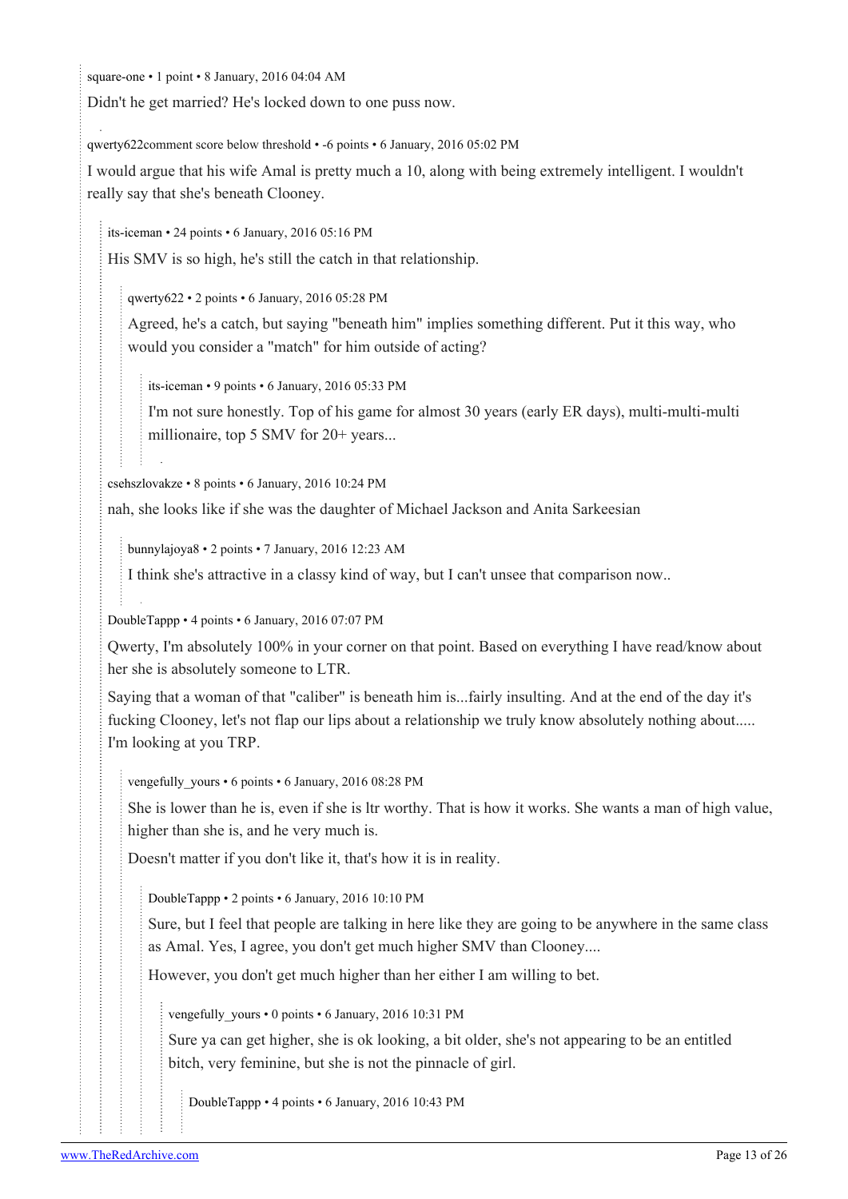square-one • 1 point • 8 January, 2016 04:04 AM

Didn't he get married? He's locked down to one puss now.

qwerty622comment score below threshold • -6 points • 6 January, 2016 05:02 PM

I would argue that his wife Amal is pretty much a 10, along with being extremely intelligent. I wouldn't really say that she's beneath Clooney.

its-iceman • 24 points • 6 January, 2016 05:16 PM

His SMV is so high, he's still the catch in that relationship.

qwerty622 • 2 points • 6 January, 2016 05:28 PM

Agreed, he's a catch, but saying "beneath him" implies something different. Put it this way, who would you consider a "match" for him outside of acting?

its-iceman • 9 points • 6 January, 2016 05:33 PM

I'm not sure honestly. Top of his game for almost 30 years (early ER days), multi-multi-multi millionaire, top 5 SMV for 20+ years...

csehszlovakze • 8 points • 6 January, 2016 10:24 PM

nah, she looks like if she was the daughter of Michael Jackson and Anita Sarkeesian

bunnylajoya8 • 2 points • 7 January, 2016 12:23 AM

I think she's attractive in a classy kind of way, but I can't unsee that comparison now..

DoubleTappp • 4 points • 6 January, 2016 07:07 PM

Qwerty, I'm absolutely 100% in your corner on that point. Based on everything I have read/know about her she is absolutely someone to LTR.

Saying that a woman of that "caliber" is beneath him is...fairly insulting. And at the end of the day it's fucking Clooney, let's not flap our lips about a relationship we truly know absolutely nothing about..... I'm looking at you TRP.

vengefully_yours • 6 points • 6 January, 2016 08:28 PM

She is lower than he is, even if she is ltr worthy. That is how it works. She wants a man of high value, higher than she is, and he very much is.

Doesn't matter if you don't like it, that's how it is in reality.

DoubleTappp • 2 points • 6 January, 2016 10:10 PM

Sure, but I feel that people are talking in here like they are going to be anywhere in the same class as Amal. Yes, I agree, you don't get much higher SMV than Clooney....

However, you don't get much higher than her either I am willing to bet.

vengefully_yours • 0 points • 6 January, 2016 10:31 PM

Sure ya can get higher, she is ok looking, a bit older, she's not appearing to be an entitled bitch, very feminine, but she is not the pinnacle of girl.

DoubleTappp • 4 points • 6 January, 2016 10:43 PM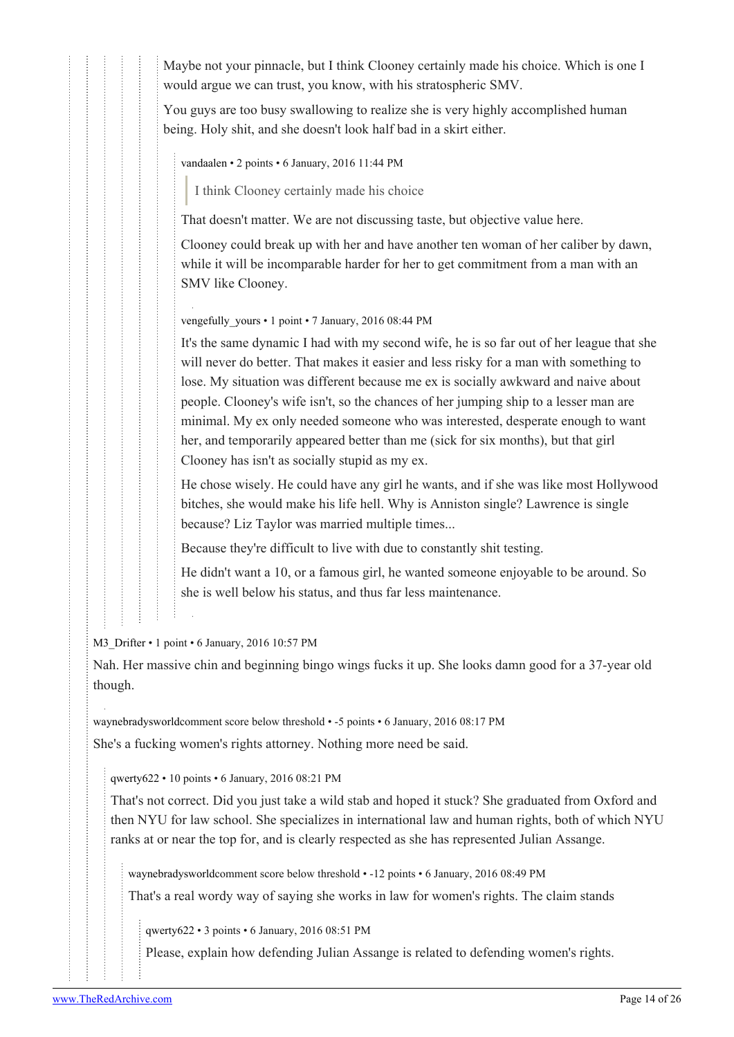Maybe not your pinnacle, but I think Clooney certainly made his choice. Which is one I would argue we can trust, you know, with his stratospheric SMV.

You guys are too busy swallowing to realize she is very highly accomplished human being. Holy shit, and she doesn't look half bad in a skirt either.

vandaalen • 2 points • 6 January, 2016 11:44 PM

> I think Clooney certainly made his choice

That doesn't matter. We are not discussing taste, but objective value here.

Clooney could break up with her and have another ten woman of her caliber by dawn, while it will be incomparable harder for her to get commitment from a man with an SMV like Clooney.

vengefully_yours • 1 point • 7 January, 2016 08:44 PM

It's the same dynamic I had with my second wife, he is so far out of her league that she will never do better. That makes it easier and less risky for a man with something to lose. My situation was different because me ex is socially awkward and naive about people. Clooney's wife isn't, so the chances of her jumping ship to a lesser man are minimal. My ex only needed someone who was interested, desperate enough to want her, and temporarily appeared better than me (sick for six months), but that girl Clooney has isn't as socially stupid as my ex.

He chose wisely. He could have any girl he wants, and if she was like most Hollywood bitches, she would make his life hell. Why is Anniston single? Lawrence is single because? Liz Taylor was married multiple times...

Because they're difficult to live with due to constantly shit testing.

He didn't want a 10, or a famous girl, he wanted someone enjoyable to be around. So she is well below his status, and thus far less maintenance.

M3_Drifter • 1 point • 6 January, 2016 10:57 PM

Nah. Her massive chin and beginning bingo wings fucks it up. She looks damn good for a 37-year old though.

waynebradysworldcomment score below threshold • -5 points • 6 January, 2016 08:17 PM

She's a fucking women's rights attorney. Nothing more need be said.

qwerty622 • 10 points • 6 January, 2016 08:21 PM

That's not correct. Did you just take a wild stab and hoped it stuck? She graduated from Oxford and then NYU for law school. She specializes in international law and human rights, both of which NYU ranks at or near the top for, and is clearly respected as she has represented Julian Assange.

waynebradysworldcomment score below threshold • -12 points • 6 January, 2016 08:49 PM

That's a real wordy way of saying she works in law for women's rights. The claim stands

qwerty622 • 3 points • 6 January, 2016 08:51 PM

Please, explain how defending Julian Assange is related to defending women's rights.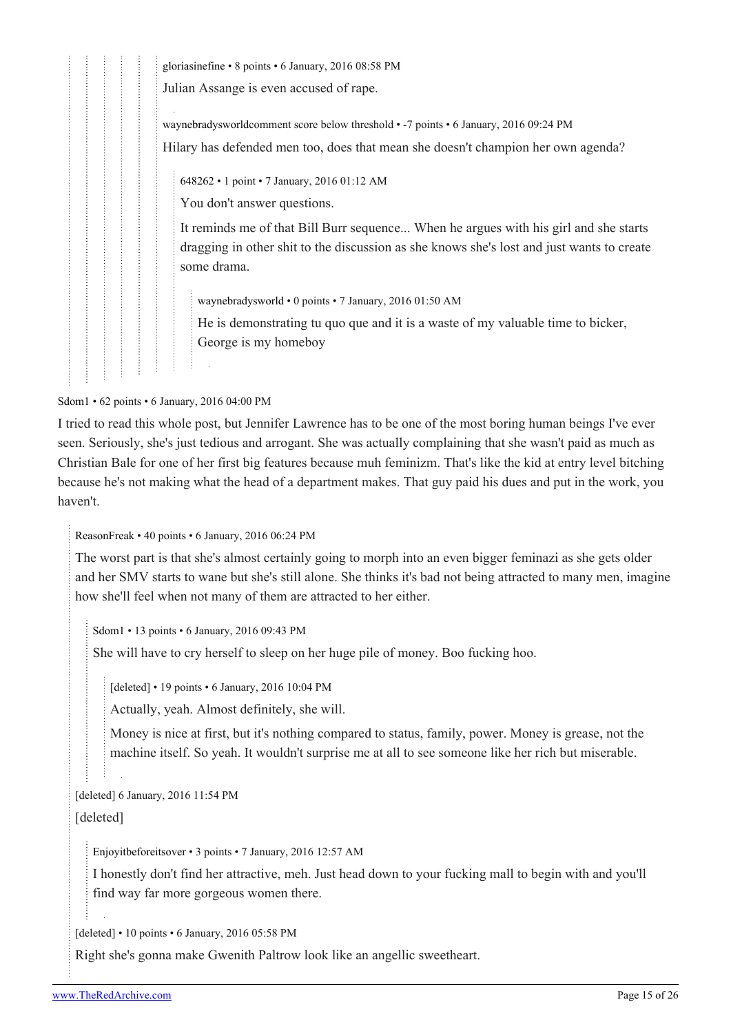gloriasinefine • 8 points • 6 January, 2016 08:58 PM

Julian Assange is even accused of rape.

waynebradysworldcomment score below threshold • -7 points • 6 January, 2016 09:24 PM

Hilary has defended men too, does that mean she doesn't champion her own agenda?

648262 • 1 point • 7 January, 2016 01:12 AM

You don't answer questions.

It reminds me of that Bill Burr sequence... When he argues with his girl and she starts dragging in other shit to the discussion as she knows she's lost and just wants to create some drama.

waynebradysworld • 0 points • 7 January, 2016 01:50 AM

He is demonstrating tu quo que and it is a waste of my valuable time to bicker, George is my homeboy

Sdom1 • 62 points • 6 January, 2016 04:00 PM

I tried to read this whole post, but Jennifer Lawrence has to be one of the most boring human beings I've ever seen. Seriously, she's just tedious and arrogant. She was actually complaining that she wasn't paid as much as Christian Bale for one of her first big features because muh feminizm. That's like the kid at entry level bitching because he's not making what the head of a department makes. That guy paid his dues and put in the work, you haven't.

ReasonFreak • 40 points • 6 January, 2016 06:24 PM

The worst part is that she's almost certainly going to morph into an even bigger feminazi as she gets older and her SMV starts to wane but she's still alone. She thinks it's bad not being attracted to many men, imagine how she'll feel when not many of them are attracted to her either.

Sdom1 • 13 points • 6 January, 2016 09:43 PM

She will have to cry herself to sleep on her huge pile of money. Boo fucking hoo.

[deleted] • 19 points • 6 January, 2016 10:04 PM

Actually, yeah. Almost definitely, she will.

Money is nice at first, but it's nothing compared to status, family, power. Money is grease, not the machine itself. So yeah. It wouldn't surprise me at all to see someone like her rich but miserable.

[deleted] 6 January, 2016 11:54 PM

[deleted]

Enjoyitbeforeitsover • 3 points • 7 January, 2016 12:57 AM

I honestly don't find her attractive, meh. Just head down to your fucking mall to begin with and you'll find way far more gorgeous women there.

[deleted] • 10 points • 6 January, 2016 05:58 PM

Right she's gonna make Gwenith Paltrow look like an angellic sweetheart.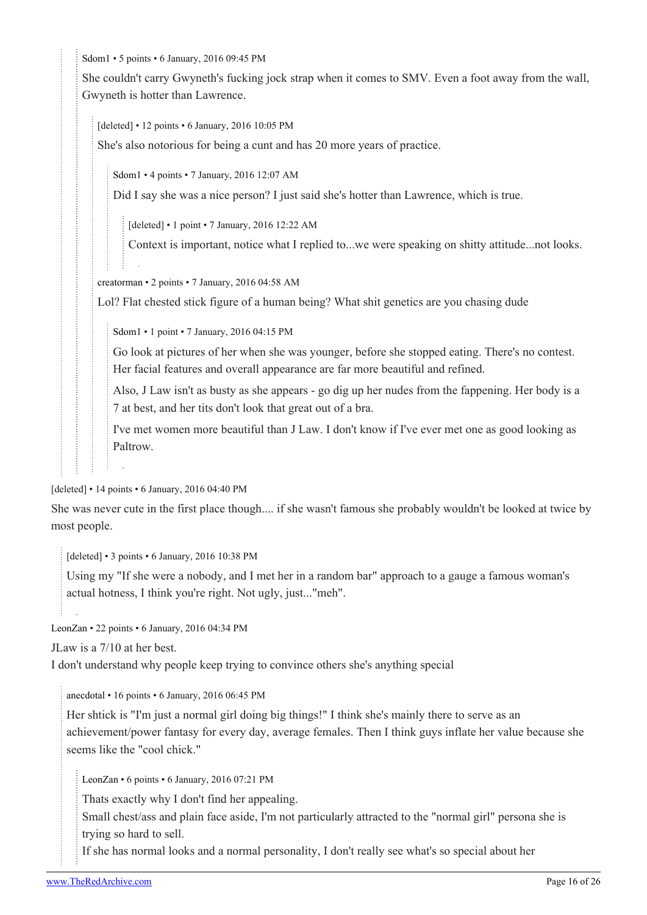Sdom1 • 5 points • 6 January, 2016 09:45 PM

She couldn't carry Gwyneth's fucking jock strap when it comes to SMV. Even a foot away from the wall, Gwyneth is hotter than Lawrence.

> [deleted] • 12 points • 6 January, 2016 10:05 PM
>
> She's also notorious for being a cunt and has 20 more years of practice.
>
> > Sdom1 • 4 points • 7 January, 2016 12:07 AM
> >
> > Did I say she was a nice person? I just said she's hotter than Lawrence, which is true.
> >
> > > [deleted] • 1 point • 7 January, 2016 12:22 AM
> > >
> > > Context is important, notice what I replied to...we were speaking on shitty attitude...not looks.
>
> creatorman • 2 points • 7 January, 2016 04:58 AM
>
> Lol? Flat chested stick figure of a human being? What shit genetics are you chasing dude
>
> > Sdom1 • 1 point • 7 January, 2016 04:15 PM
> >
> > Go look at pictures of her when she was younger, before she stopped eating. There's no contest. Her facial features and overall appearance are far more beautiful and refined.
> >
> > Also, J Law isn't as busty as she appears - go dig up her nudes from the fappening. Her body is a 7 at best, and her tits don't look that great out of a bra.
> >
> > I've met women more beautiful than J Law. I don't know if I've ever met one as good looking as Paltrow.

[deleted] • 14 points • 6 January, 2016 04:40 PM

She was never cute in the first place though.... if she wasn't famous she probably wouldn't be looked at twice by most people.

> [deleted] • 3 points • 6 January, 2016 10:38 PM
>
> Using my "If she were a nobody, and I met her in a random bar" approach to a gauge a famous woman's actual hotness, I think you're right. Not ugly, just..."meh".

LeonZan • 22 points • 6 January, 2016 04:34 PM

JLaw is a 7/10 at her best.
I don't understand why people keep trying to convince others she's anything special

> anecdotal • 16 points • 6 January, 2016 06:45 PM
>
> Her shtick is "I'm just a normal girl doing big things!" I think she's mainly there to serve as an achievement/power fantasy for every day, average females. Then I think guys inflate her value because she seems like the "cool chick."
>
> > LeonZan • 6 points • 6 January, 2016 07:21 PM
> >
> > Thats exactly why I don't find her appealing.
> > Small chest/ass and plain face aside, I'm not particularly attracted to the "normal girl" persona she is trying so hard to sell.
> > If she has normal looks and a normal personality, I don't really see what's so special about her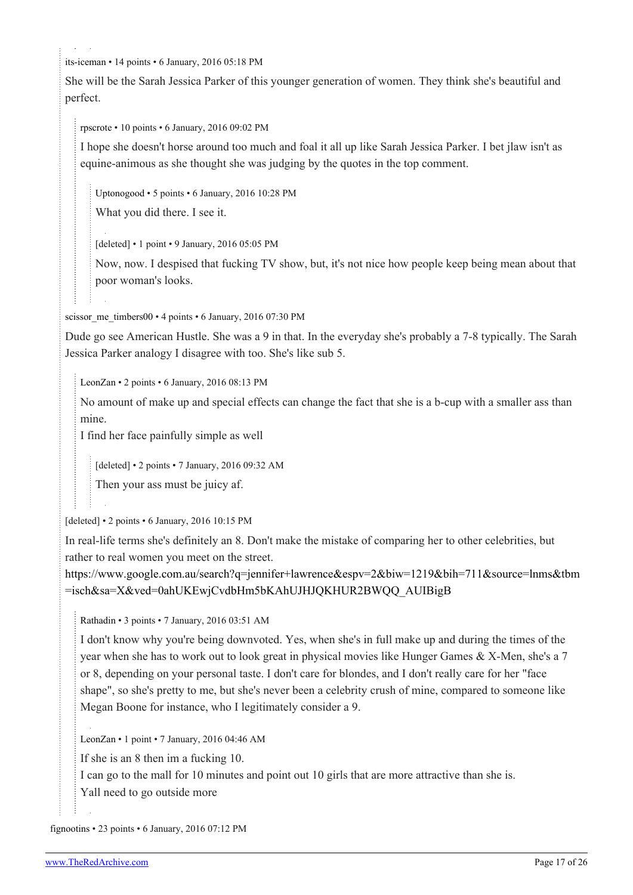its-iceman • 14 points • 6 January, 2016 05:18 PM

She will be the Sarah Jessica Parker of this younger generation of women. They think she's beautiful and perfect.

> rpscrote • 10 points • 6 January, 2016 09:02 PM
>
> I hope she doesn't horse around too much and foal it all up like Sarah Jessica Parker. I bet jlaw isn't as equine-animous as she thought she was judging by the quotes in the top comment.
>
>> Uptonogood • 5 points • 6 January, 2016 10:28 PM
>>
>> What you did there. I see it.
>
>> [deleted] • 1 point • 9 January, 2016 05:05 PM
>>
>> Now, now. I despised that fucking TV show, but, it's not nice how people keep being mean about that poor woman's looks.

scissor_me_timbers00 • 4 points • 6 January, 2016 07:30 PM

Dude go see American Hustle. She was a 9 in that. In the everyday she's probably a 7-8 typically. The Sarah Jessica Parker analogy I disagree with too. She's like sub 5.

> LeonZan • 2 points • 6 January, 2016 08:13 PM
>
> No amount of make up and special effects can change the fact that she is a b-cup with a smaller ass than mine.
> I find her face painfully simple as well
>
>> [deleted] • 2 points • 7 January, 2016 09:32 AM
>>
>> Then your ass must be juicy af.

[deleted] • 2 points • 6 January, 2016 10:15 PM

In real-life terms she's definitely an 8. Don't make the mistake of comparing her to other celebrities, but rather to real women you meet on the street.
https://www.google.com.au/search?q=jennifer+lawrence&espv=2&biw=1219&bih=711&source=lnms&tbm=isch&sa=X&ved=0ahUKEwjCvdbHm5bKAhUJHJQKHUR2BWQQ_AUIBigB

> Rathadin • 3 points • 7 January, 2016 03:51 AM
>
> I don't know why you're being downvoted. Yes, when she's in full make up and during the times of the year when she has to work out to look great in physical movies like Hunger Games & X-Men, she's a 7 or 8, depending on your personal taste. I don't care for blondes, and I don't really care for her "face shape", so she's pretty to me, but she's never been a celebrity crush of mine, compared to someone like Megan Boone for instance, who I legitimately consider a 9.

> LeonZan • 1 point • 7 January, 2016 04:46 AM
>
> If she is an 8 then im a fucking 10.
> I can go to the mall for 10 minutes and point out 10 girls that are more attractive than she is.
> Yall need to go outside more

fignootins • 23 points • 6 January, 2016 07:12 PM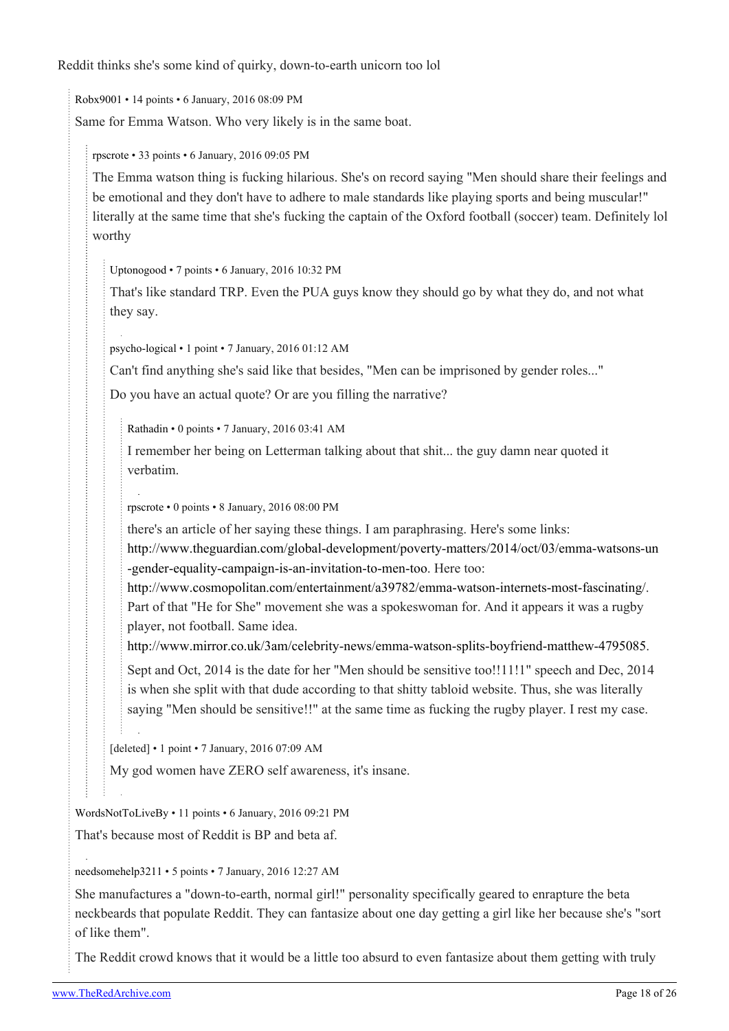Reddit thinks she's some kind of quirky, down-to-earth unicorn too lol

> Robx9001 • 14 points • 6 January, 2016 08:09 PM
>
> Same for Emma Watson. Who very likely is in the same boat.
>
> > rpscrote • 33 points • 6 January, 2016 09:05 PM
> >
> > The Emma watson thing is fucking hilarious. She's on record saying "Men should share their feelings and be emotional and they don't have to adhere to male standards like playing sports and being muscular!" literally at the same time that she's fucking the captain of the Oxford football (soccer) team. Definitely lol worthy
> >
> > > Uptonogood • 7 points • 6 January, 2016 10:32 PM
> > >
> > > That's like standard TRP. Even the PUA guys know they should go by what they do, and not what they say.
> >
> > > psycho-logical • 1 point • 7 January, 2016 01:12 AM
> > >
> > > Can't find anything she's said like that besides, "Men can be imprisoned by gender roles..."
> > >
> > > Do you have an actual quote? Or are you filling the narrative?
> > >
> > > > Rathadin • 0 points • 7 January, 2016 03:41 AM
> > > >
> > > > I remember her being on Letterman talking about that shit... the guy damn near quoted it verbatim.
> > >
> > > > rpscrote • 0 points • 8 January, 2016 08:00 PM
> > > >
> > > > there's an article of her saying these things. I am paraphrasing. Here's some links: http://www.theguardian.com/global-development/poverty-matters/2014/oct/03/emma-watsons-un-gender-equality-campaign-is-an-invitation-to-men-too. Here too: http://www.cosmopolitan.com/entertainment/a39782/emma-watson-internets-most-fascinating/. Part of that "He for She" movement she was a spokeswoman for. And it appears it was a rugby player, not football. Same idea. http://www.mirror.co.uk/3am/celebrity-news/emma-watson-splits-boyfriend-matthew-4795085.
> > > >
> > > > Sept and Oct, 2014 is the date for her "Men should be sensitive too!!11!1" speech and Dec, 2014 is when she split with that dude according to that shitty tabloid website. Thus, she was literally saying "Men should be sensitive!!" at the same time as fucking the rugby player. I rest my case.
> >
> > > [deleted] • 1 point • 7 January, 2016 07:09 AM
> > >
> > > My god women have ZERO self awareness, it's insane.

> WordsNotToLiveBy • 11 points • 6 January, 2016 09:21 PM
>
> That's because most of Reddit is BP and beta af.

> needsomehelp3211 • 5 points • 7 January, 2016 12:27 AM
>
> She manufactures a "down-to-earth, normal girl!" personality specifically geared to enrapture the beta neckbeards that populate Reddit. They can fantasize about one day getting a girl like her because she's "sort of like them".
>
> The Reddit crowd knows that it would be a little too absurd to even fantasize about them getting with truly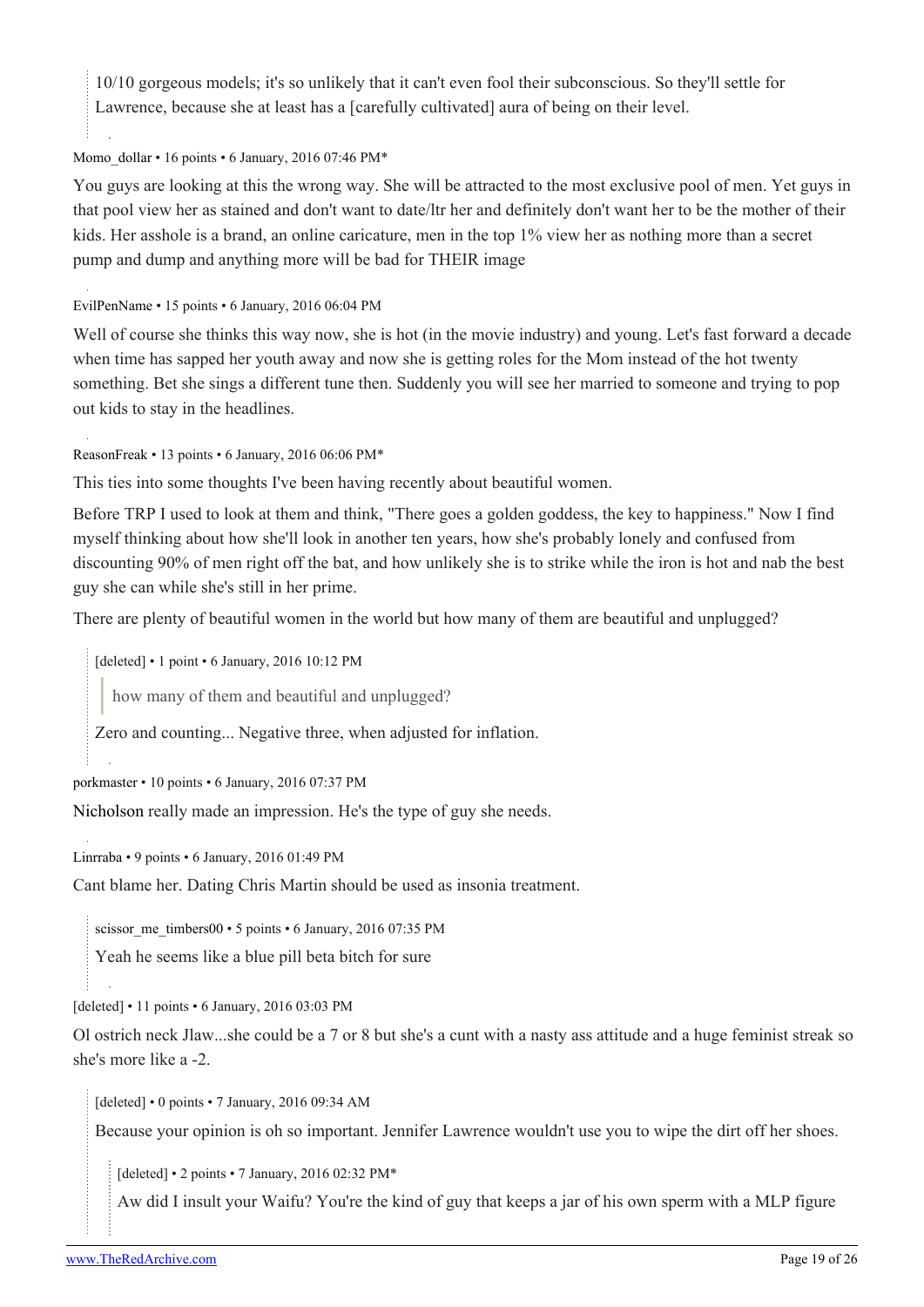> 10/10 gorgeous models; it's so unlikely that it can't even fool their subconscious. So they'll settle for Lawrence, because she at least has a [carefully cultivated] aura of being on their level.

Momo_dollar • 16 points • 6 January, 2016 07:46 PM*

You guys are looking at this the wrong way. She will be attracted to the most exclusive pool of men. Yet guys in that pool view her as stained and don't want to date/ltr her and definitely don't want her to be the mother of their kids. Her asshole is a brand, an online caricature, men in the top 1% view her as nothing more than a secret pump and dump and anything more will be bad for THEIR image

EvilPenName • 15 points • 6 January, 2016 06:04 PM

Well of course she thinks this way now, she is hot (in the movie industry) and young. Let's fast forward a decade when time has sapped her youth away and now she is getting roles for the Mom instead of the hot twenty something. Bet she sings a different tune then. Suddenly you will see her married to someone and trying to pop out kids to stay in the headlines.

ReasonFreak • 13 points • 6 January, 2016 06:06 PM*

This ties into some thoughts I've been having recently about beautiful women.

Before TRP I used to look at them and think, "There goes a golden goddess, the key to happiness." Now I find myself thinking about how she'll look in another ten years, how she's probably lonely and confused from discounting 90% of men right off the bat, and how unlikely she is to strike while the iron is hot and nab the best guy she can while she's still in her prime.

There are plenty of beautiful women in the world but how many of them are beautiful and unplugged?

> [deleted] • 1 point • 6 January, 2016 10:12 PM
>
> > how many of them and beautiful and unplugged?
>
> Zero and counting... Negative three, when adjusted for inflation.

porkmaster • 10 points • 6 January, 2016 07:37 PM

Nicholson really made an impression. He's the type of guy she needs.

Linrraba • 9 points • 6 January, 2016 01:49 PM

Cant blame her. Dating Chris Martin should be used as insonia treatment.

> scissor_me_timbers00 • 5 points • 6 January, 2016 07:35 PM
>
> Yeah he seems like a blue pill beta bitch for sure

[deleted] • 11 points • 6 January, 2016 03:03 PM

Ol ostrich neck Jlaw...she could be a 7 or 8 but she's a cunt with a nasty ass attitude and a huge feminist streak so she's more like a -2.

> [deleted] • 0 points • 7 January, 2016 09:34 AM
>
> Because your opinion is oh so important. Jennifer Lawrence wouldn't use you to wipe the dirt off her shoes.
>
> > [deleted] • 2 points • 7 January, 2016 02:32 PM*
> >
> > Aw did I insult your Waifu? You're the kind of guy that keeps a jar of his own sperm with a MLP figure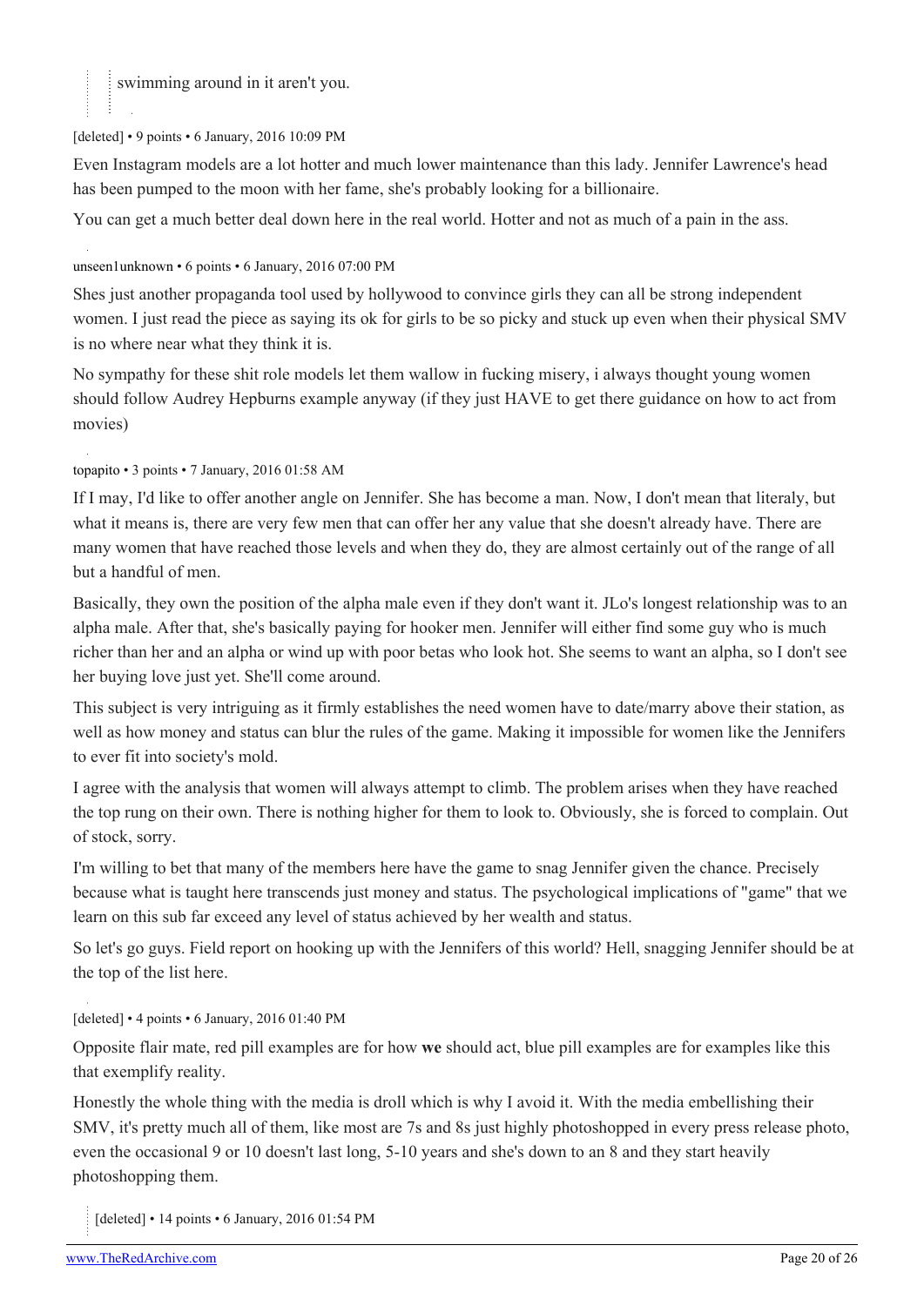> swimming around in it aren't you.

[deleted] • 9 points • 6 January, 2016 10:09 PM

Even Instagram models are a lot hotter and much lower maintenance than this lady. Jennifer Lawrence's head has been pumped to the moon with her fame, she's probably looking for a billionaire.

You can get a much better deal down here in the real world. Hotter and not as much of a pain in the ass.

unseen1unknown • 6 points • 6 January, 2016 07:00 PM

Shes just another propaganda tool used by hollywood to convince girls they can all be strong independent women. I just read the piece as saying its ok for girls to be so picky and stuck up even when their physical SMV is no where near what they think it is.

No sympathy for these shit role models let them wallow in fucking misery, i always thought young women should follow Audrey Hepburns example anyway (if they just HAVE to get there guidance on how to act from movies)

topapito • 3 points • 7 January, 2016 01:58 AM

If I may, I'd like to offer another angle on Jennifer. She has become a man. Now, I don't mean that literaly, but what it means is, there are very few men that can offer her any value that she doesn't already have. There are many women that have reached those levels and when they do, they are almost certainly out of the range of all but a handful of men.

Basically, they own the position of the alpha male even if they don't want it. JLo's longest relationship was to an alpha male. After that, she's basically paying for hooker men. Jennifer will either find some guy who is much richer than her and an alpha or wind up with poor betas who look hot. She seems to want an alpha, so I don't see her buying love just yet. She'll come around.

This subject is very intriguing as it firmly establishes the need women have to date/marry above their station, as well as how money and status can blur the rules of the game. Making it impossible for women like the Jennifers to ever fit into society's mold.

I agree with the analysis that women will always attempt to climb. The problem arises when they have reached the top rung on their own. There is nothing higher for them to look to. Obviously, she is forced to complain. Out of stock, sorry.

I'm willing to bet that many of the members here have the game to snag Jennifer given the chance. Precisely because what is taught here transcends just money and status. The psychological implications of "game" that we learn on this sub far exceed any level of status achieved by her wealth and status.

So let's go guys. Field report on hooking up with the Jennifers of this world? Hell, snagging Jennifer should be at the top of the list here.

[deleted] • 4 points • 6 January, 2016 01:40 PM

Opposite flair mate, red pill examples are for how **we** should act, blue pill examples are for examples like this that exemplify reality.

Honestly the whole thing with the media is droll which is why I avoid it. With the media embellishing their SMV, it's pretty much all of them, like most are 7s and 8s just highly photoshopped in every press release photo, even the occasional 9 or 10 doesn't last long, 5-10 years and she's down to an 8 and they start heavily photoshopping them.

> [deleted] • 14 points • 6 January, 2016 01:54 PM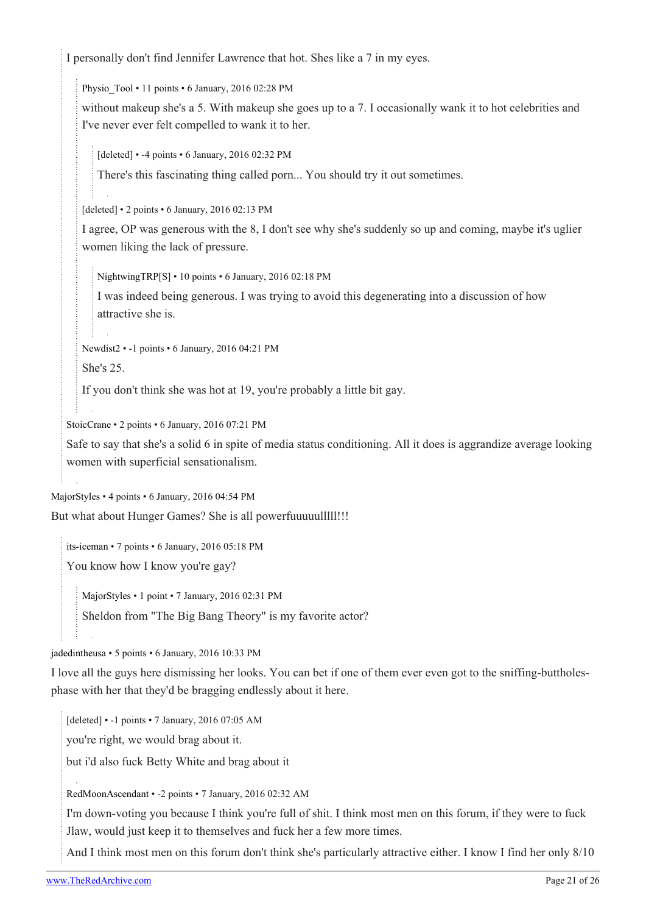I personally don't find Jennifer Lawrence that hot. Shes like a 7 in my eyes.

> Physio_Tool • 11 points • 6 January, 2016 02:28 PM
>
> without makeup she's a 5. With makeup she goes up to a 7. I occasionally wank it to hot celebrities and I've never ever felt compelled to wank it to her.
>
> > [deleted] • -4 points • 6 January, 2016 02:32 PM
> >
> > There's this fascinating thing called porn... You should try it out sometimes.
>
> [deleted] • 2 points • 6 January, 2016 02:13 PM
>
> I agree, OP was generous with the 8, I don't see why she's suddenly so up and coming, maybe it's uglier women liking the lack of pressure.
>
> > NightwingTRP[S] • 10 points • 6 January, 2016 02:18 PM
> >
> > I was indeed being generous. I was trying to avoid this degenerating into a discussion of how attractive she is.
>
> Newdist2 • -1 points • 6 January, 2016 04:21 PM
>
> She's 25.
>
> If you don't think she was hot at 19, you're probably a little bit gay.

StoicCrane • 2 points • 6 January, 2016 07:21 PM

Safe to say that she's a solid 6 in spite of media status conditioning. All it does is aggrandize average looking women with superficial sensationalism.

MajorStyles • 4 points • 6 January, 2016 04:54 PM

But what about Hunger Games? She is all powerfuuuuullllll!!!

> its-iceman • 7 points • 6 January, 2016 05:18 PM
>
> You know how I know you're gay?
>
> > MajorStyles • 1 point • 7 January, 2016 02:31 PM
> >
> > Sheldon from "The Big Bang Theory" is my favorite actor?

jadedintheusa • 5 points • 6 January, 2016 10:33 PM

I love all the guys here dismissing her looks. You can bet if one of them ever even got to the sniffing-buttholes-phase with her that they'd be bragging endlessly about it here.

> [deleted] • -1 points • 7 January, 2016 07:05 AM
>
> you're right, we would brag about it.
>
> but i'd also fuck Betty White and brag about it
>
> RedMoonAscendant • -2 points • 7 January, 2016 02:32 AM
>
> I'm down-voting you because I think you're full of shit. I think most men on this forum, if they were to fuck Jlaw, would just keep it to themselves and fuck her a few more times.
>
> And I think most men on this forum don't think she's particularly attractive either. I know I find her only 8/10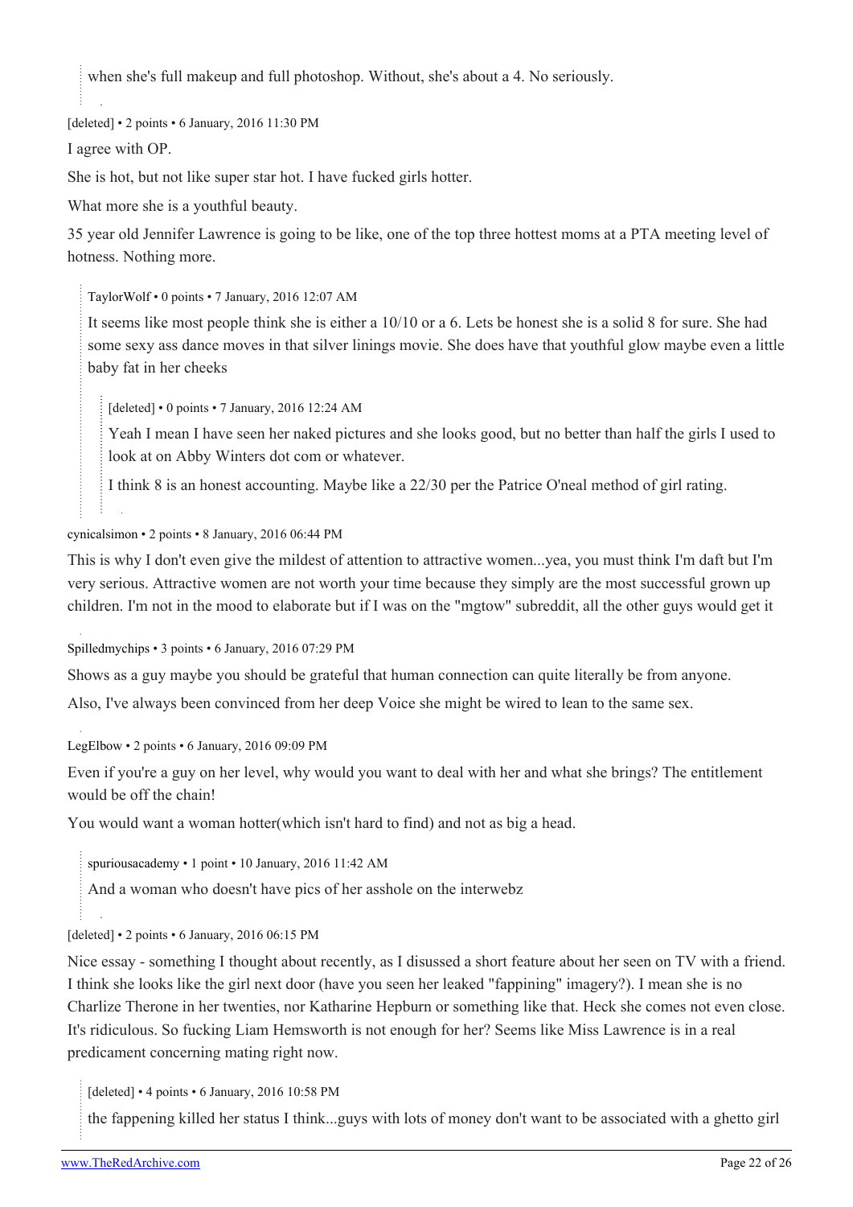> when she's full makeup and full photoshop. Without, she's about a 4. No seriously.

[deleted] • 2 points • 6 January, 2016 11:30 PM

I agree with OP.

She is hot, but not like super star hot. I have fucked girls hotter.

What more she is a youthful beauty.

35 year old Jennifer Lawrence is going to be like, one of the top three hottest moms at a PTA meeting level of hotness. Nothing more.

> TaylorWolf • 0 points • 7 January, 2016 12:07 AM
>
> It seems like most people think she is either a 10/10 or a 6. Lets be honest she is a solid 8 for sure. She had some sexy ass dance moves in that silver linings movie. She does have that youthful glow maybe even a little baby fat in her cheeks
>
>> [deleted] • 0 points • 7 January, 2016 12:24 AM
>>
>> Yeah I mean I have seen her naked pictures and she looks good, but no better than half the girls I used to look at on Abby Winters dot com or whatever.
>>
>> I think 8 is an honest accounting. Maybe like a 22/30 per the Patrice O'neal method of girl rating.

cynicalsimon • 2 points • 8 January, 2016 06:44 PM

This is why I don't even give the mildest of attention to attractive women...yea, you must think I'm daft but I'm very serious. Attractive women are not worth your time because they simply are the most successful grown up children. I'm not in the mood to elaborate but if I was on the "mgtow" subreddit, all the other guys would get it

Spilledmychips • 3 points • 6 January, 2016 07:29 PM

Shows as a guy maybe you should be grateful that human connection can quite literally be from anyone.

Also, I've always been convinced from her deep Voice she might be wired to lean to the same sex.

LegElbow • 2 points • 6 January, 2016 09:09 PM

Even if you're a guy on her level, why would you want to deal with her and what she brings? The entitlement would be off the chain!

You would want a woman hotter(which isn't hard to find) and not as big a head.

> spuriousacademy • 1 point • 10 January, 2016 11:42 AM
>
> And a woman who doesn't have pics of her asshole on the interwebz

[deleted] • 2 points • 6 January, 2016 06:15 PM

Nice essay - something I thought about recently, as I disussed a short feature about her seen on TV with a friend. I think she looks like the girl next door (have you seen her leaked "fappining" imagery?). I mean she is no Charlize Therone in her twenties, nor Katharine Hepburn or something like that. Heck she comes not even close. It's ridiculous. So fucking Liam Hemsworth is not enough for her? Seems like Miss Lawrence is in a real predicament concerning mating right now.

> [deleted] • 4 points • 6 January, 2016 10:58 PM
>
> the fappening killed her status I think...guys with lots of money don't want to be associated with a ghetto girl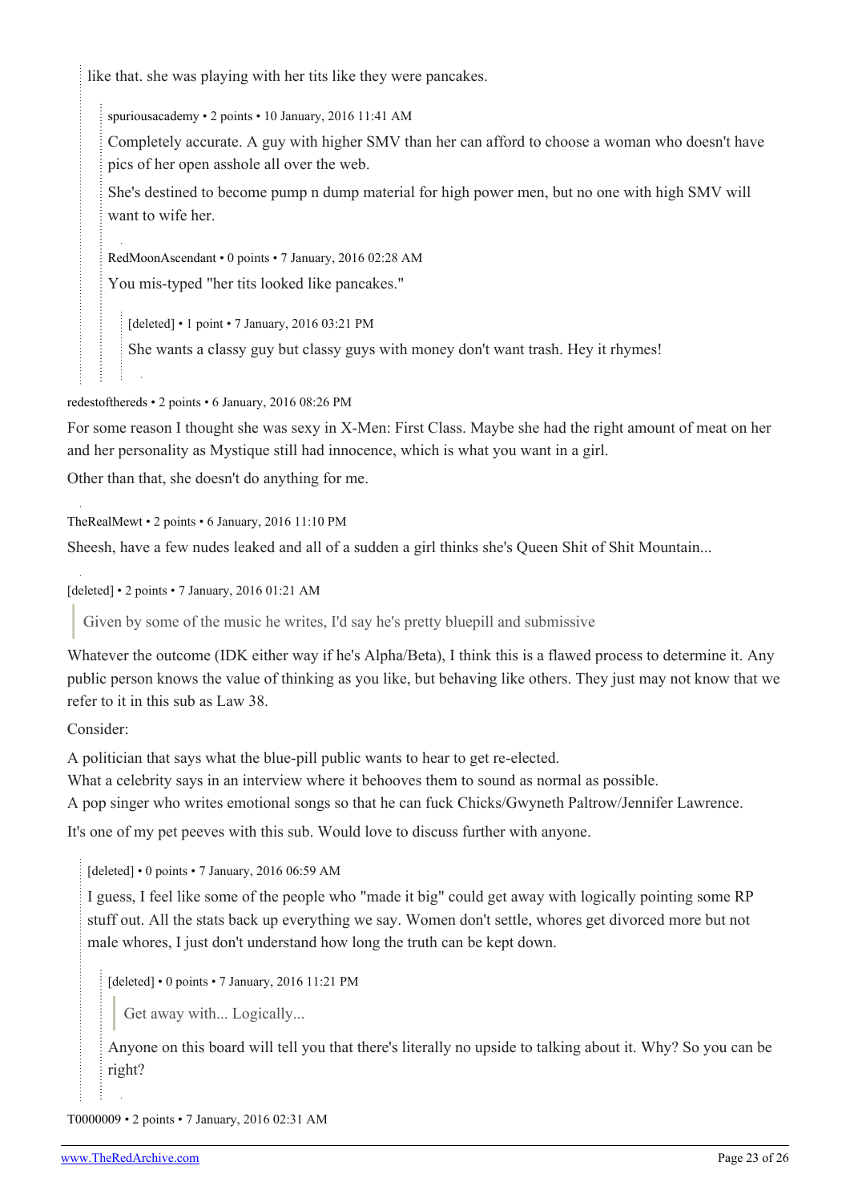like that. she was playing with her tits like they were pancakes.

> spuriousacademy • 2 points • 10 January, 2016 11:41 AM
>
> Completely accurate. A guy with higher SMV than her can afford to choose a woman who doesn't have pics of her open asshole all over the web.
>
> She's destined to become pump n dump material for high power men, but no one with high SMV will want to wife her.
>
> RedMoonAscendant • 0 points • 7 January, 2016 02:28 AM
>
> You mis-typed "her tits looked like pancakes."
>
> > [deleted] • 1 point • 7 January, 2016 03:21 PM
> >
> > She wants a classy guy but classy guys with money don't want trash. Hey it rhymes!

redestofthereds • 2 points • 6 January, 2016 08:26 PM

For some reason I thought she was sexy in X-Men: First Class. Maybe she had the right amount of meat on her and her personality as Mystique still had innocence, which is what you want in a girl.

Other than that, she doesn't do anything for me.

TheRealMewt • 2 points • 6 January, 2016 11:10 PM

Sheesh, have a few nudes leaked and all of a sudden a girl thinks she's Queen Shit of Shit Mountain...

[deleted] • 2 points • 7 January, 2016 01:21 AM

> Given by some of the music he writes, I'd say he's pretty bluepill and submissive

Whatever the outcome (IDK either way if he's Alpha/Beta), I think this is a flawed process to determine it. Any public person knows the value of thinking as you like, but behaving like others. They just may not know that we refer to it in this sub as Law 38.

Consider:

A politician that says what the blue-pill public wants to hear to get re-elected.
What a celebrity says in an interview where it behooves them to sound as normal as possible.
A pop singer who writes emotional songs so that he can fuck Chicks/Gwyneth Paltrow/Jennifer Lawrence.

It's one of my pet peeves with this sub. Would love to discuss further with anyone.

> [deleted] • 0 points • 7 January, 2016 06:59 AM
>
> I guess, I feel like some of the people who "made it big" could get away with logically pointing some RP stuff out. All the stats back up everything we say. Women don't settle, whores get divorced more but not male whores, I just don't understand how long the truth can be kept down.
>
> > [deleted] • 0 points • 7 January, 2016 11:21 PM
> >
> > > Get away with... Logically...
> >
> > Anyone on this board will tell you that there's literally no upside to talking about it. Why? So you can be right?

T0000009 • 2 points • 7 January, 2016 02:31 AM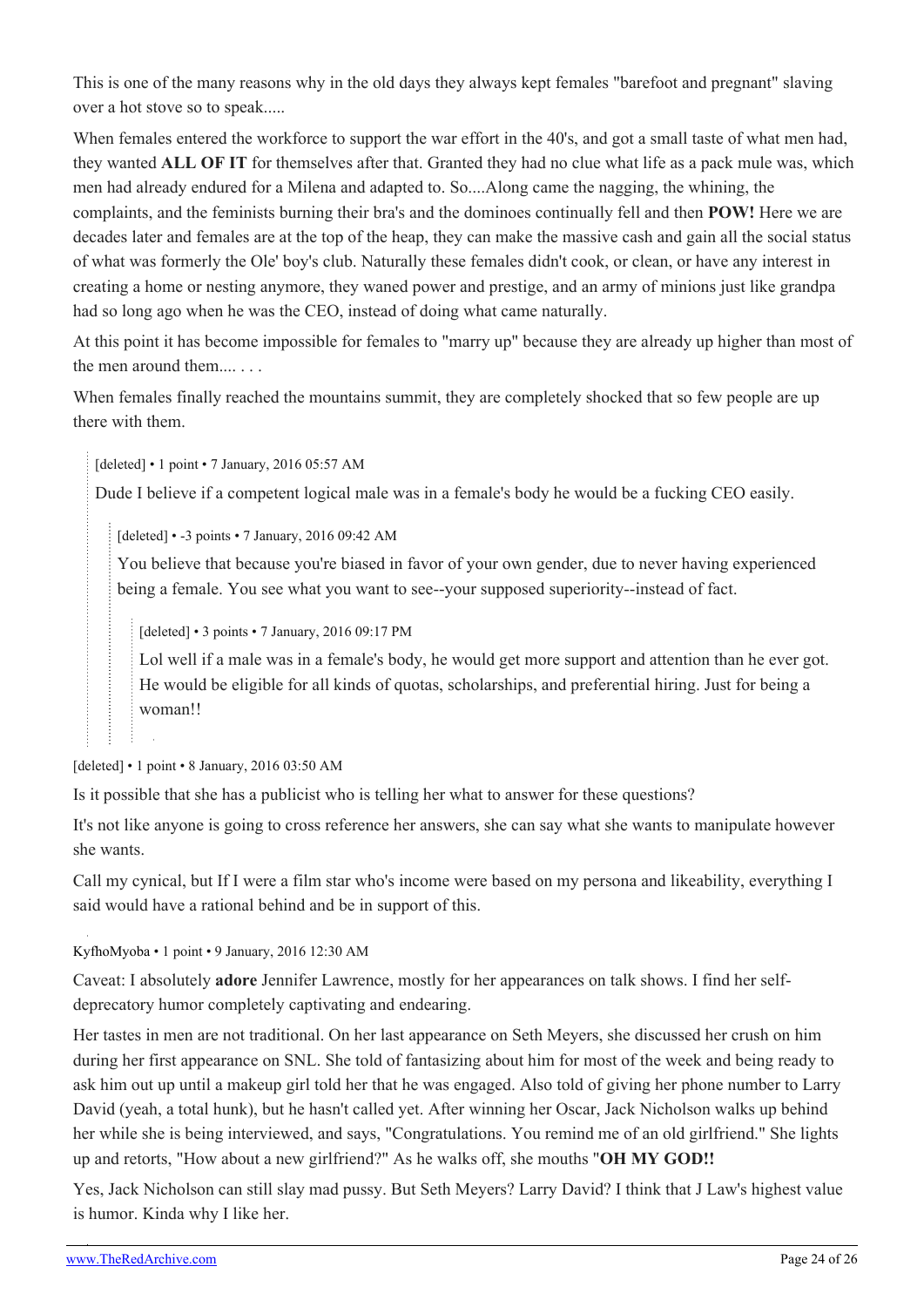This is one of the many reasons why in the old days they always kept females "barefoot and pregnant" slaving over a hot stove so to speak.....

When females entered the workforce to support the war effort in the 40's, and got a small taste of what men had, they wanted **ALL OF IT** for themselves after that. Granted they had no clue what life as a pack mule was, which men had already endured for a Milena and adapted to. So....Along came the nagging, the whining, the complaints, and the feminists burning their bra's and the dominoes continually fell and then **POW!** Here we are decades later and females are at the top of the heap, they can make the massive cash and gain all the social status of what was formerly the Ole' boy's club. Naturally these females didn't cook, or clean, or have any interest in creating a home or nesting anymore, they waned power and prestige, and an army of minions just like grandpa had so long ago when he was the CEO, instead of doing what came naturally.

At this point it has become impossible for females to "marry up" because they are already up higher than most of the men around them.... . . .

When females finally reached the mountains summit, they are completely shocked that so few people are up there with them.

> [deleted] • 1 point • 7 January, 2016 05:57 AM
>
> Dude I believe if a competent logical male was in a female's body he would be a fucking CEO easily.
>
> > [deleted] • -3 points • 7 January, 2016 09:42 AM
> >
> > You believe that because you're biased in favor of your own gender, due to never having experienced being a female. You see what you want to see--your supposed superiority--instead of fact.
> >
> > > [deleted] • 3 points • 7 January, 2016 09:17 PM
> > >
> > > Lol well if a male was in a female's body, he would get more support and attention than he ever got. He would be eligible for all kinds of quotas, scholarships, and preferential hiring. Just for being a woman!!

[deleted] • 1 point • 8 January, 2016 03:50 AM

Is it possible that she has a publicist who is telling her what to answer for these questions?

It's not like anyone is going to cross reference her answers, she can say what she wants to manipulate however she wants.

Call my cynical, but If I were a film star who's income were based on my persona and likeability, everything I said would have a rational behind and be in support of this.

KyfhoMyoba • 1 point • 9 January, 2016 12:30 AM

Caveat: I absolutely **adore** Jennifer Lawrence, mostly for her appearances on talk shows. I find her self-deprecatory humor completely captivating and endearing.

Her tastes in men are not traditional. On her last appearance on Seth Meyers, she discussed her crush on him during her first appearance on SNL. She told of fantasizing about him for most of the week and being ready to ask him out up until a makeup girl told her that he was engaged. Also told of giving her phone number to Larry David (yeah, a total hunk), but he hasn't called yet. After winning her Oscar, Jack Nicholson walks up behind her while she is being interviewed, and says, "Congratulations. You remind me of an old girlfriend." She lights up and retorts, "How about a new girlfriend?" As he walks off, she mouths "**OH MY GOD!!**

Yes, Jack Nicholson can still slay mad pussy. But Seth Meyers? Larry David? I think that J Law's highest value is humor. Kinda why I like her.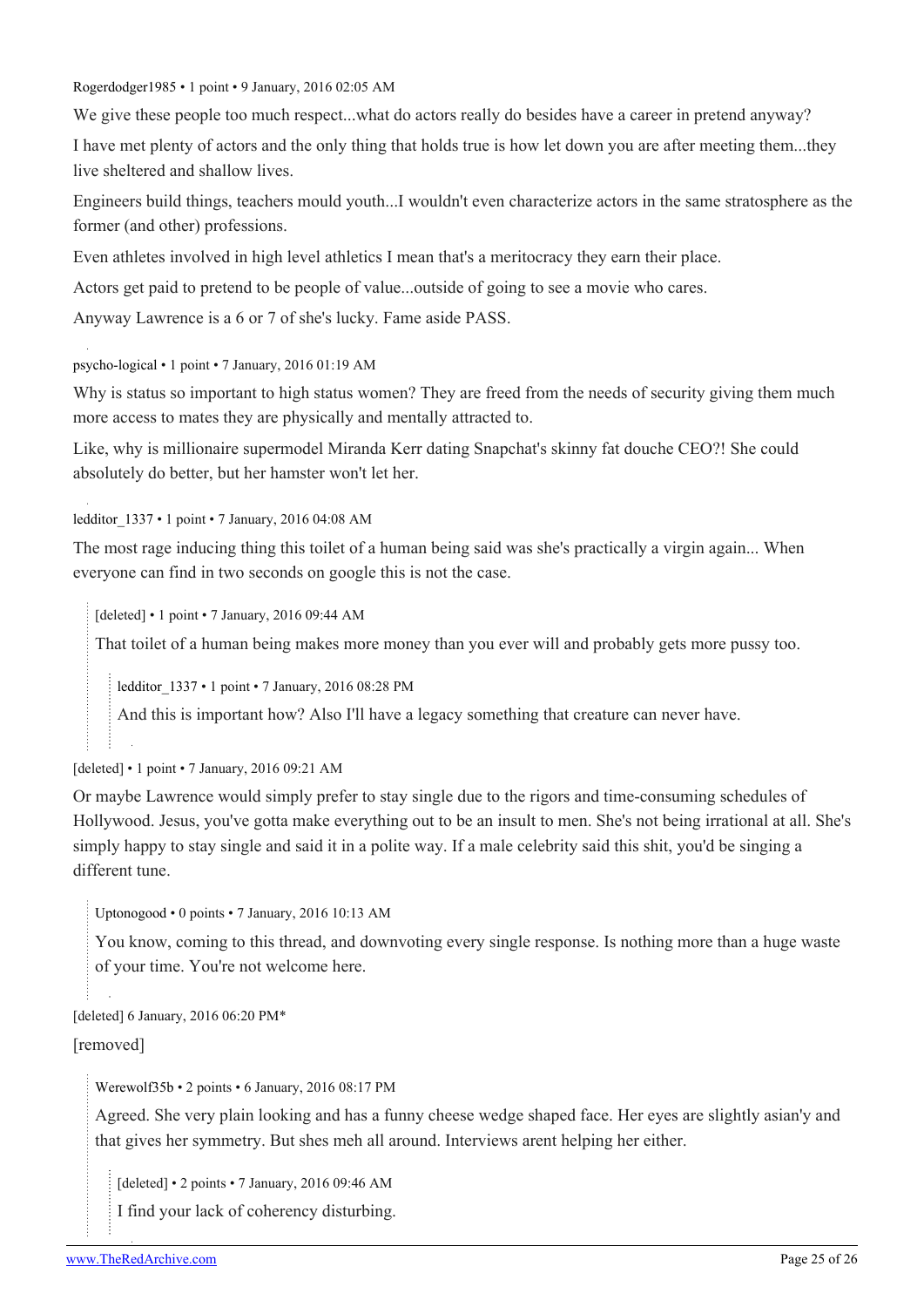Rogerdodger1985 • 1 point • 9 January, 2016 02:05 AM

We give these people too much respect...what do actors really do besides have a career in pretend anyway?

I have met plenty of actors and the only thing that holds true is how let down you are after meeting them...they live sheltered and shallow lives.

Engineers build things, teachers mould youth...I wouldn't even characterize actors in the same stratosphere as the former (and other) professions.

Even athletes involved in high level athletics I mean that's a meritocracy they earn their place.

Actors get paid to pretend to be people of value...outside of going to see a movie who cares.

Anyway Lawrence is a 6 or 7 of she's lucky. Fame aside PASS.

psycho-logical • 1 point • 7 January, 2016 01:19 AM

Why is status so important to high status women? They are freed from the needs of security giving them much more access to mates they are physically and mentally attracted to.

Like, why is millionaire supermodel Miranda Kerr dating Snapchat's skinny fat douche CEO?! She could absolutely do better, but her hamster won't let her.

ledditor_1337 • 1 point • 7 January, 2016 04:08 AM

The most rage inducing thing this toilet of a human being said was she's practically a virgin again... When everyone can find in two seconds on google this is not the case.

> [deleted] • 1 point • 7 January, 2016 09:44 AM
>
> That toilet of a human being makes more money than you ever will and probably gets more pussy too.
>
>> ledditor_1337 • 1 point • 7 January, 2016 08:28 PM
>>
>> And this is important how? Also I'll have a legacy something that creature can never have.

[deleted] • 1 point • 7 January, 2016 09:21 AM

Or maybe Lawrence would simply prefer to stay single due to the rigors and time-consuming schedules of Hollywood. Jesus, you've gotta make everything out to be an insult to men. She's not being irrational at all. She's simply happy to stay single and said it in a polite way. If a male celebrity said this shit, you'd be singing a different tune.

> Uptonogood • 0 points • 7 January, 2016 10:13 AM
>
> You know, coming to this thread, and downvoting every single response. Is nothing more than a huge waste of your time. You're not welcome here.

[deleted] 6 January, 2016 06:20 PM*

[removed]

> Werewolf35b • 2 points • 6 January, 2016 08:17 PM
>
> Agreed. She very plain looking and has a funny cheese wedge shaped face. Her eyes are slightly asian'y and that gives her symmetry. But shes meh all around. Interviews arent helping her either.
>
>> [deleted] • 2 points • 7 January, 2016 09:46 AM
>>
>> I find your lack of coherency disturbing.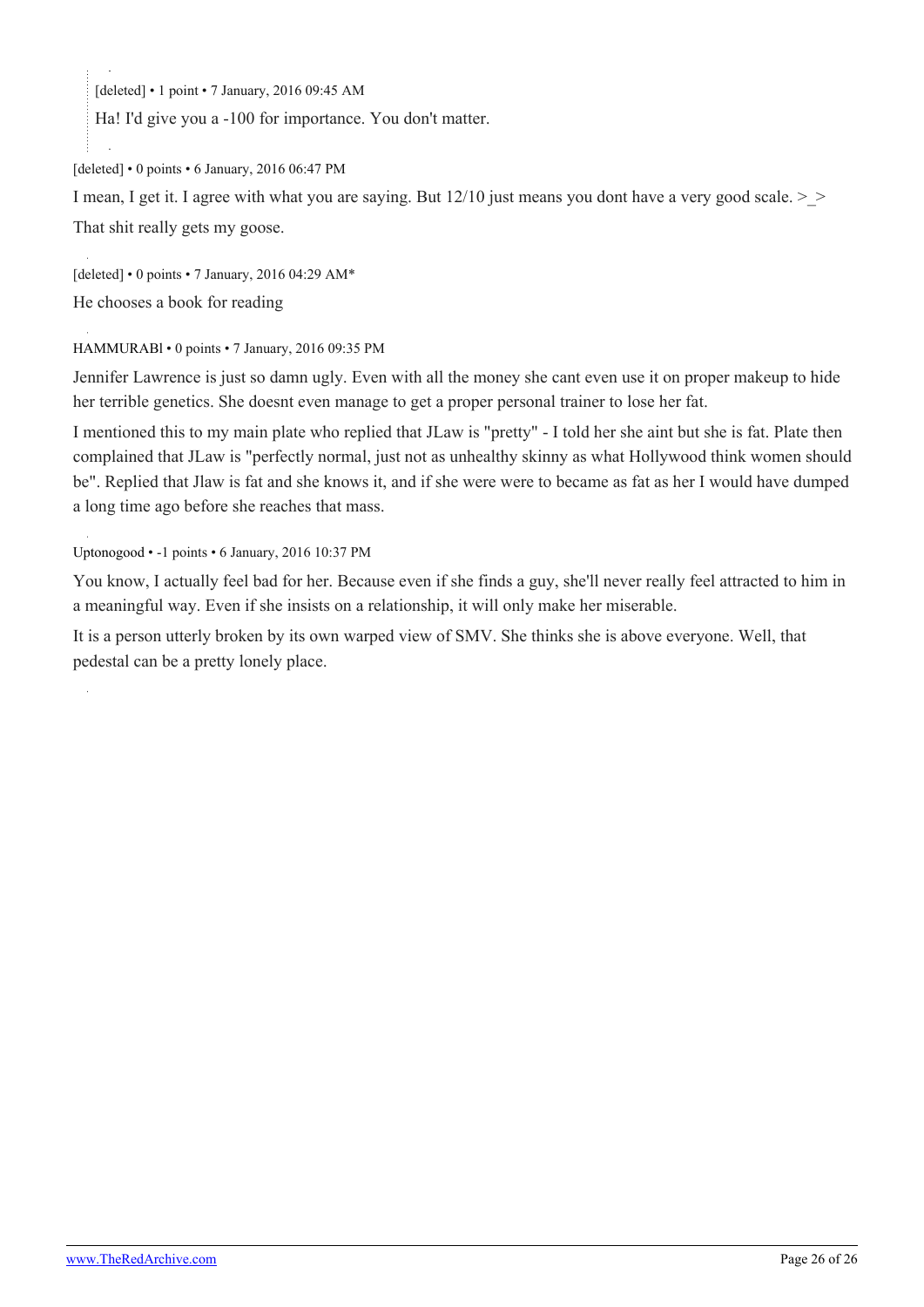[deleted] • 1 point • 7 January, 2016 09:45 AM

Ha! I'd give you a -100 for importance. You don't matter.

[deleted] • 0 points • 6 January, 2016 06:47 PM

I mean, I get it. I agree with what you are saying. But 12/10 just means you dont have a very good scale. >_>

That shit really gets my goose.

[deleted] • 0 points • 7 January, 2016 04:29 AM*

He chooses a book for reading

HAMMURABl • 0 points • 7 January, 2016 09:35 PM

Jennifer Lawrence is just so damn ugly. Even with all the money she cant even use it on proper makeup to hide her terrible genetics. She doesnt even manage to get a proper personal trainer to lose her fat.

I mentioned this to my main plate who replied that JLaw is "pretty" - I told her she aint but she is fat. Plate then complained that JLaw is "perfectly normal, just not as unhealthy skinny as what Hollywood think women should be". Replied that Jlaw is fat and she knows it, and if she were were to became as fat as her I would have dumped a long time ago before she reaches that mass.

Uptonogood • -1 points • 6 January, 2016 10:37 PM

You know, I actually feel bad for her. Because even if she finds a guy, she'll never really feel attracted to him in a meaningful way. Even if she insists on a relationship, it will only make her miserable.

It is a person utterly broken by its own warped view of SMV. She thinks she is above everyone. Well, that pedestal can be a pretty lonely place.